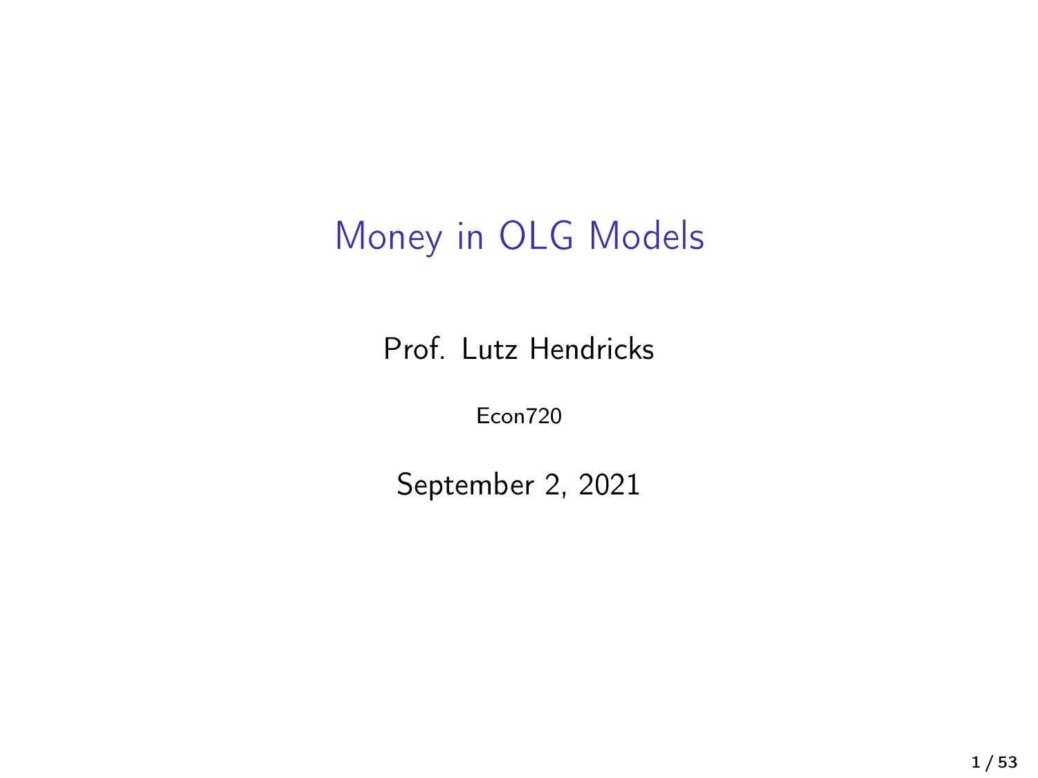# Money in OLG Models

Prof. Lutz Hendricks

Econ720

September 2, 2021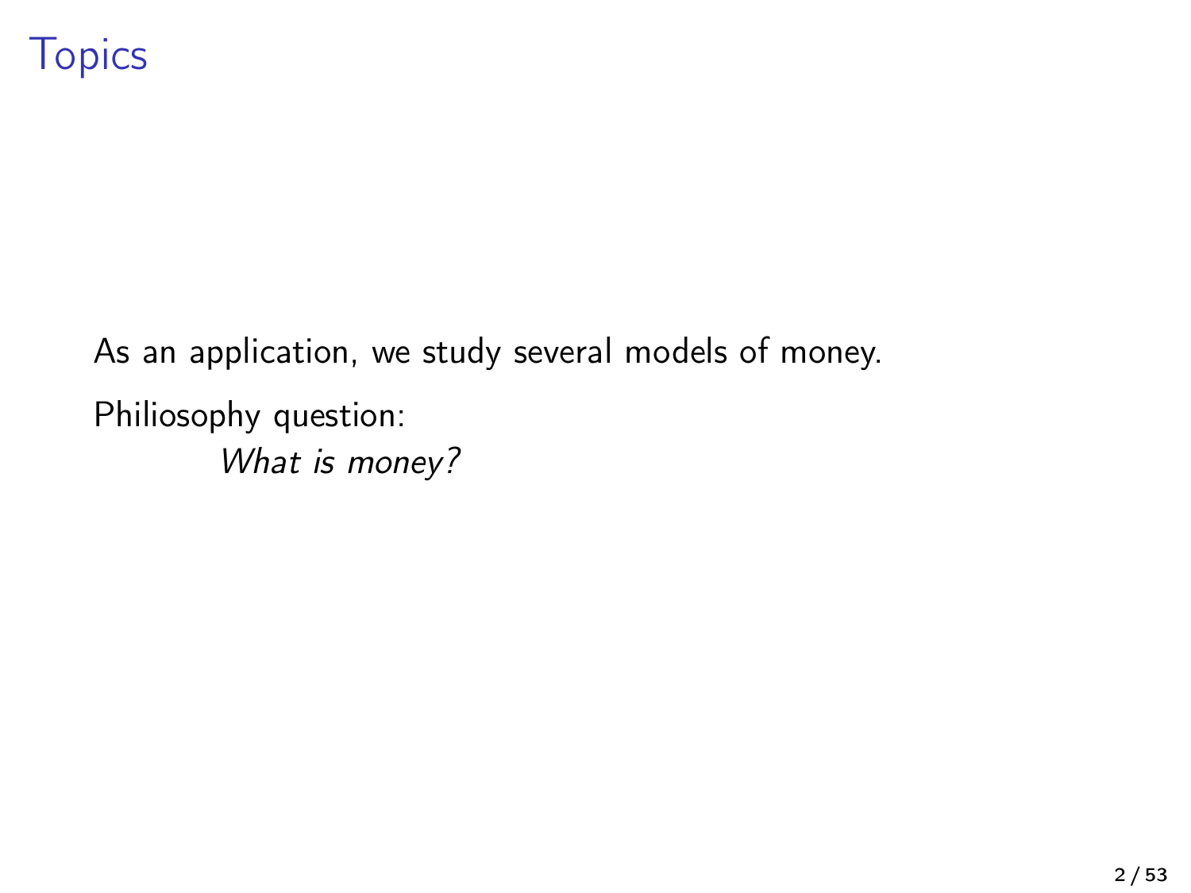# Topics

As an application, we study several models of money.

Philiosophy question:

*What is money?*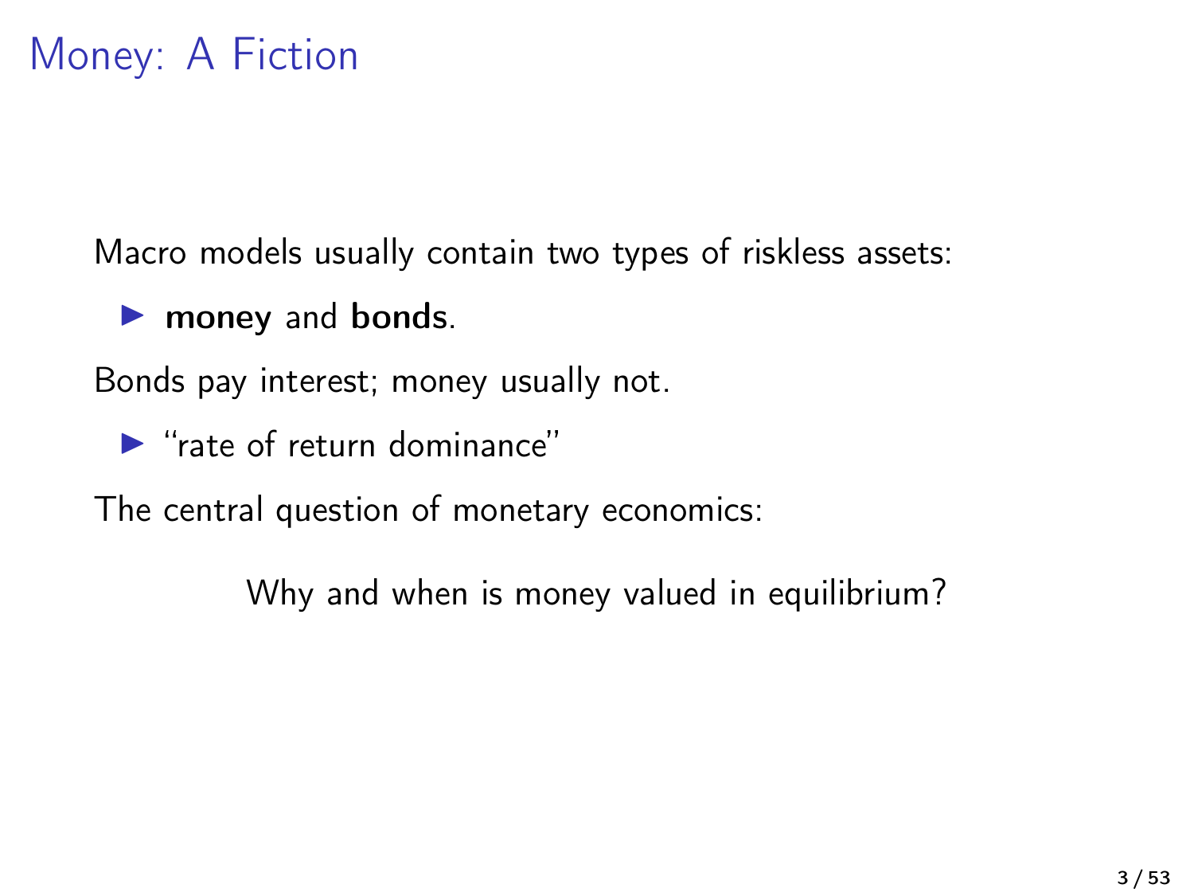# Money: A Fiction

Macro models usually contain two types of riskless assets:

- **money** and **bonds**.

Bonds pay interest; money usually not.

- "rate of return dominance"

The central question of monetary economics:

Why and when is money valued in equilibrium?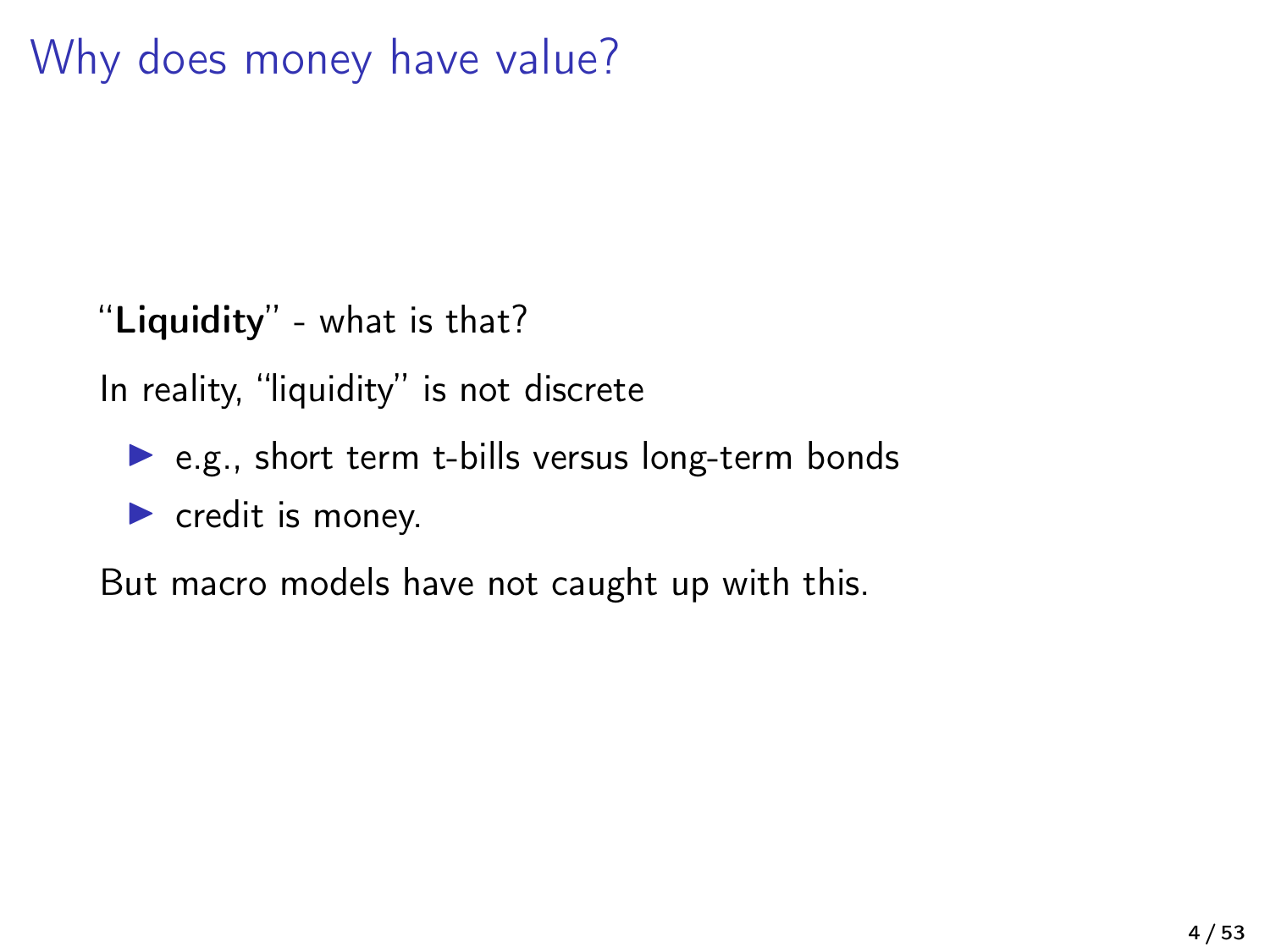# Why does money have value?

"**Liquidity**" - what is that?

In reality, "liquidity" is not discrete

- e.g., short term t-bills versus long-term bonds
- credit is money.

But macro models have not caught up with this.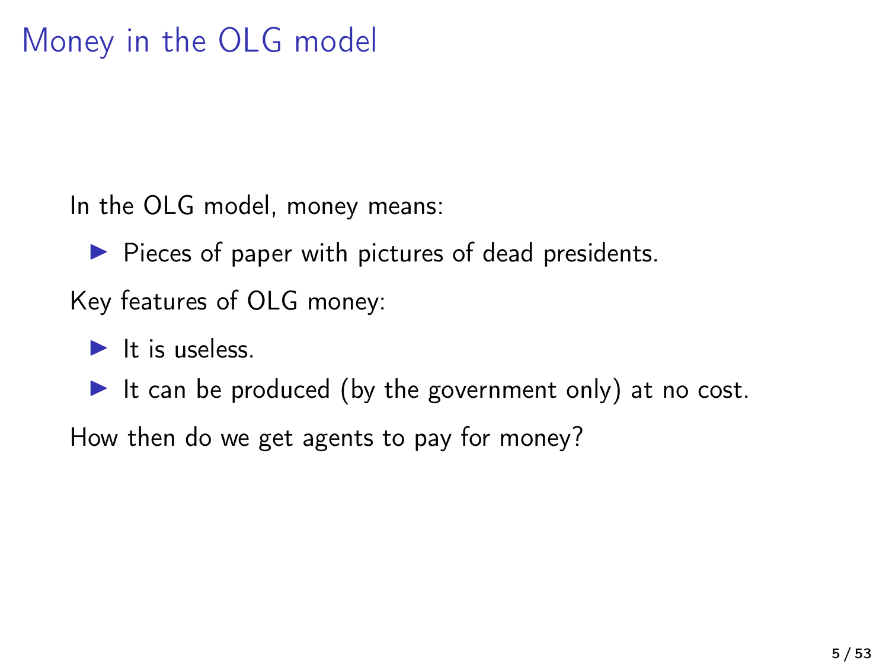# Money in the OLG model

In the OLG model, money means:

- Pieces of paper with pictures of dead presidents.

Key features of OLG money:

- It is useless.
- It can be produced (by the government only) at no cost.

How then do we get agents to pay for money?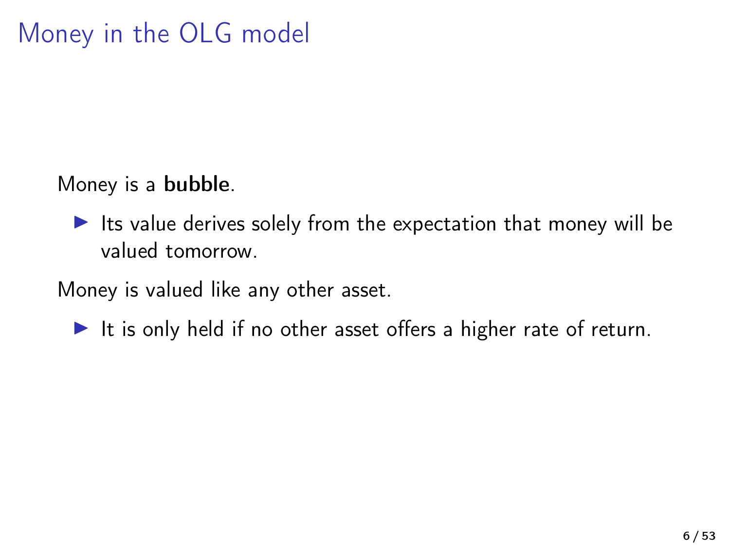# Money in the OLG model

Money is a **bubble**.

- Its value derives solely from the expectation that money will be valued tomorrow.

Money is valued like any other asset.

- It is only held if no other asset offers a higher rate of return.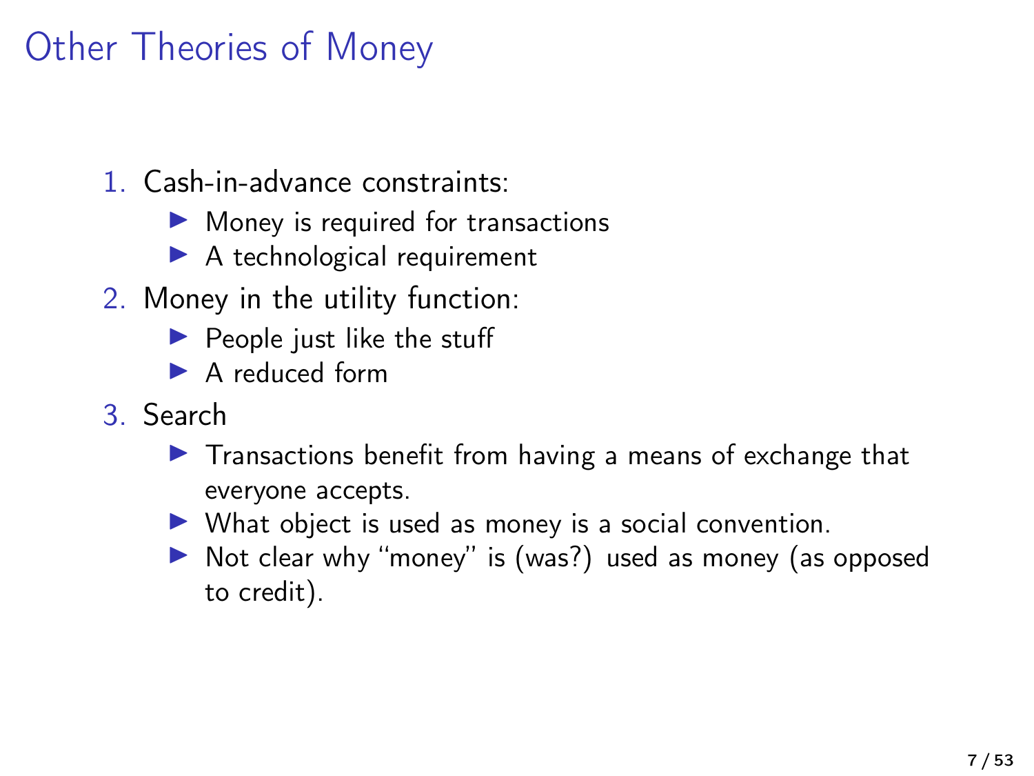# Other Theories of Money

1. Cash-in-advance constraints:
   - Money is required for transactions
   - A technological requirement
2. Money in the utility function:
   - People just like the stuff
   - A reduced form
3. Search
   - Transactions benefit from having a means of exchange that everyone accepts.
   - What object is used as money is a social convention.
   - Not clear why "money" is (was?) used as money (as opposed to credit).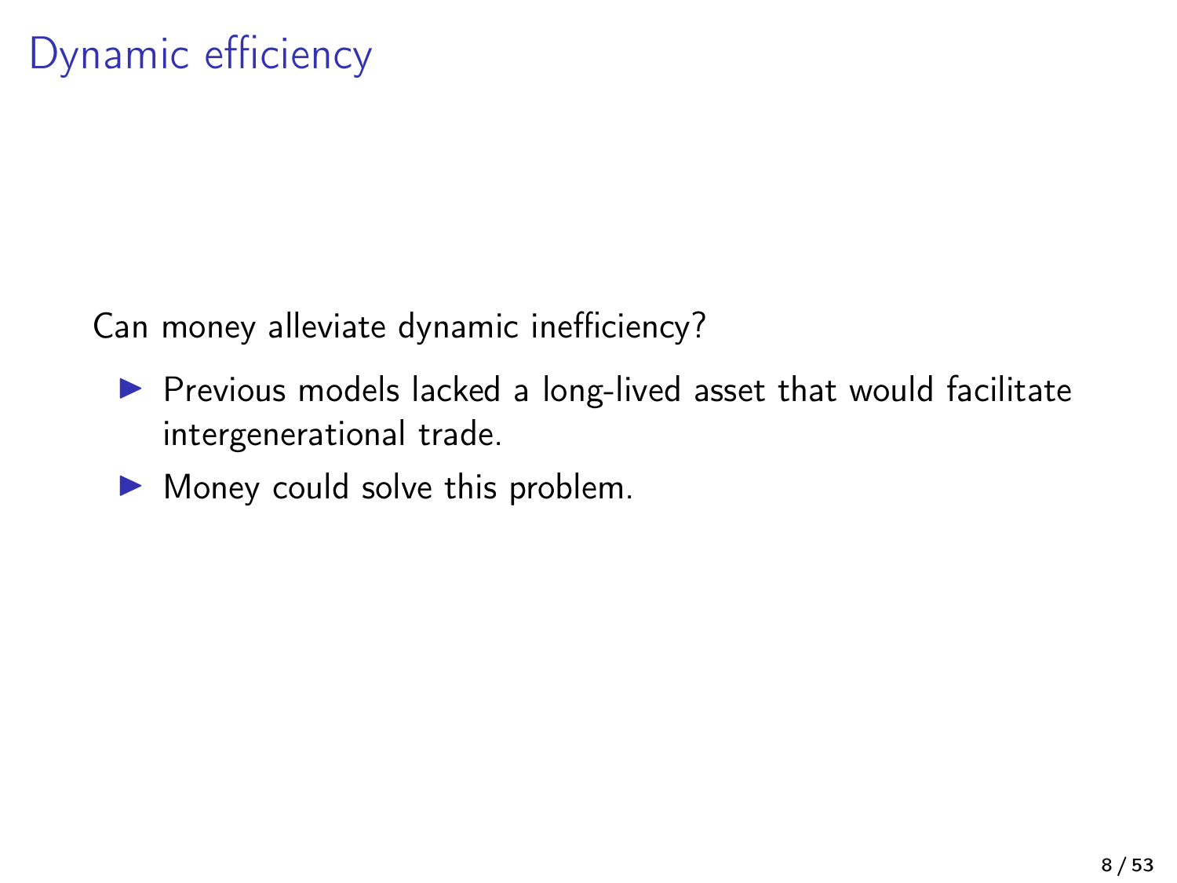# Dynamic efficiency

Can money alleviate dynamic inefficiency?

- Previous models lacked a long-lived asset that would facilitate intergenerational trade.
- Money could solve this problem.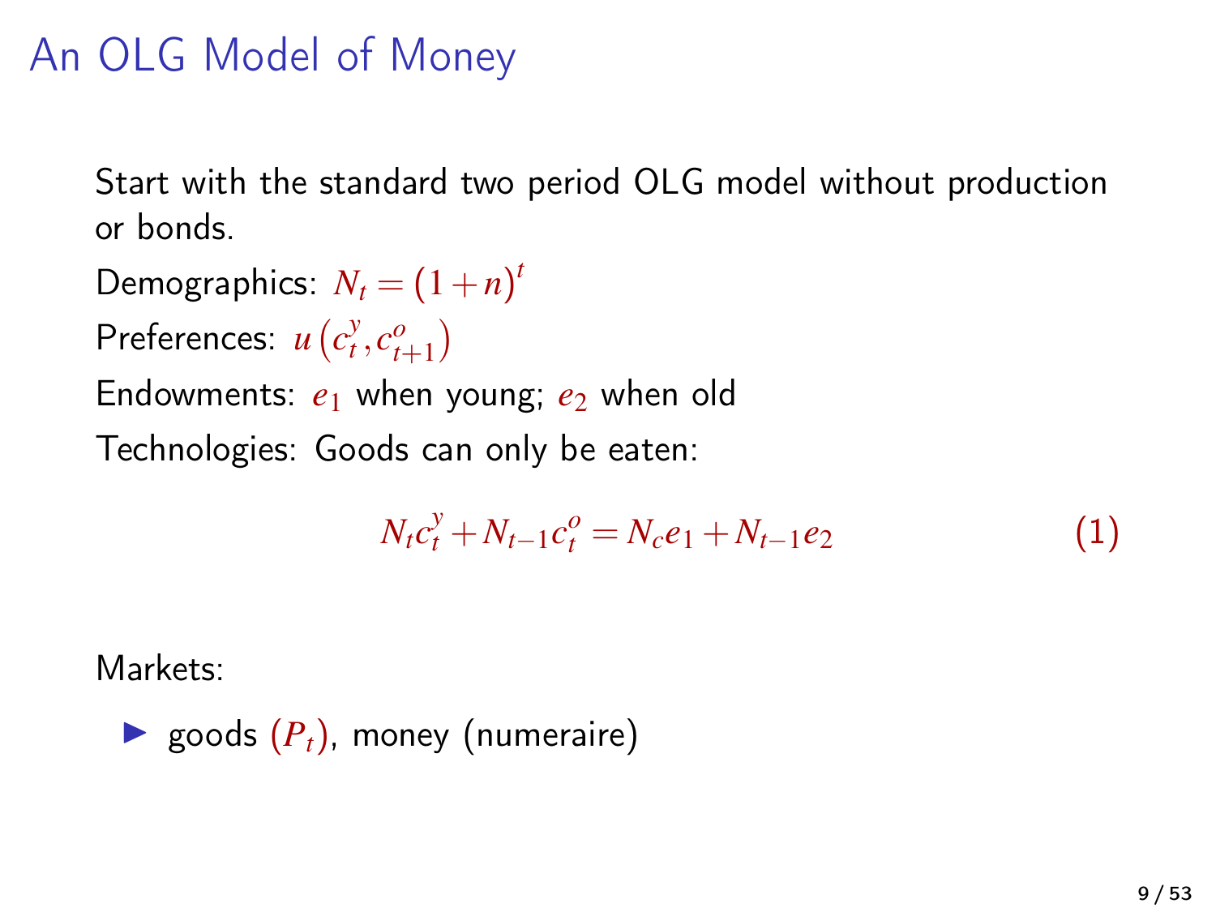# An OLG Model of Money

Start with the standard two period OLG model without production or bonds.

Demographics: $N_t = (1+n)^t$

Preferences: $u\left(c_t^y, c_{t+1}^o\right)$

Endowments: $e_1$ when young; $e_2$ when old

Technologies: Goods can only be eaten:

$$N_t c_t^y + N_{t-1} c_t^o = N_c e_1 + N_{t-1} e_2 \tag{1}$$

Markets:

- goods $(P_t)$, money (numeraire)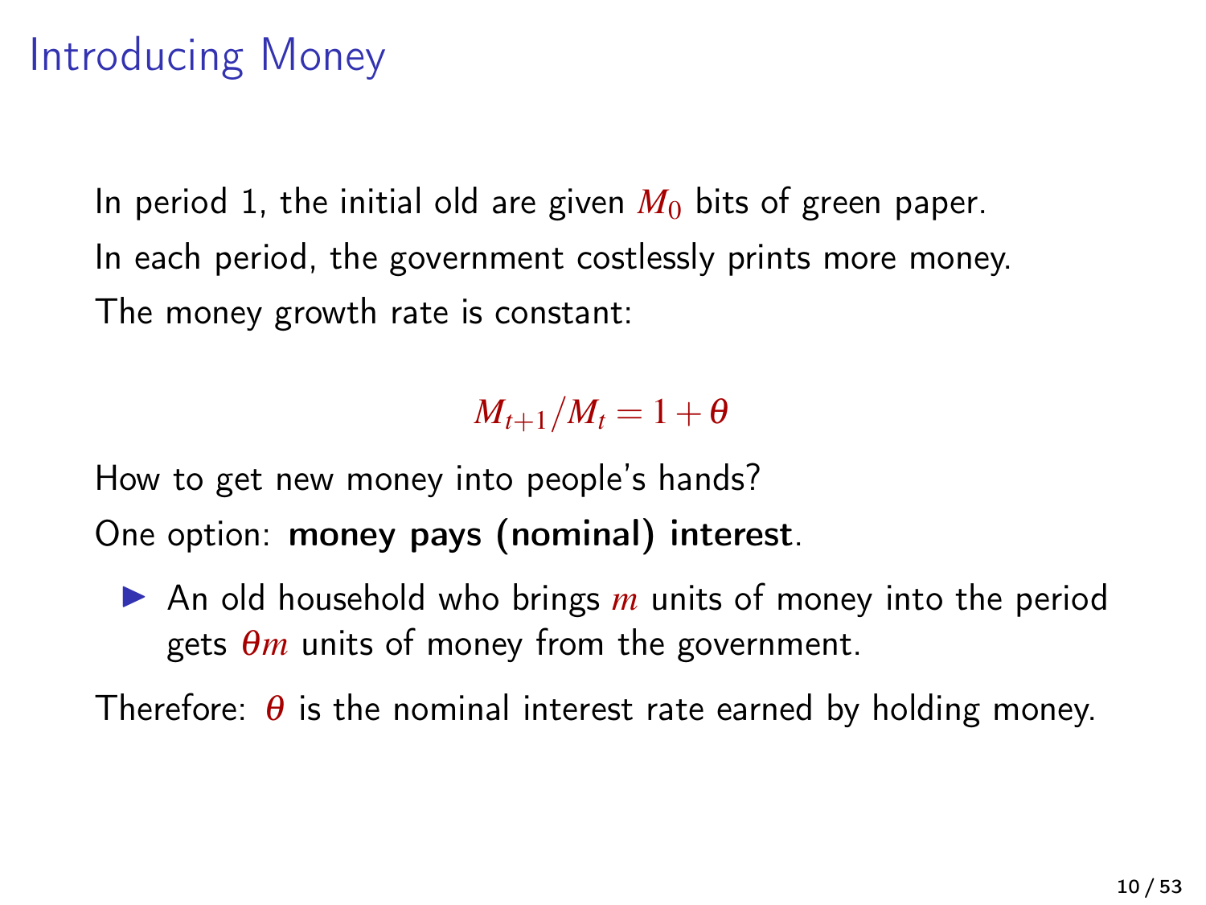# Introducing Money

In period 1, the initial old are given $M_0$ bits of green paper.

In each period, the government costlessly prints more money.

The money growth rate is constant:

$$M_{t+1}/M_t = 1 + \theta$$

How to get new money into people's hands?

One option: **money pays (nominal) interest**.

- An old household who brings $m$ units of money into the period gets $\theta m$ units of money from the government.

Therefore: $\theta$ is the nominal interest rate earned by holding money.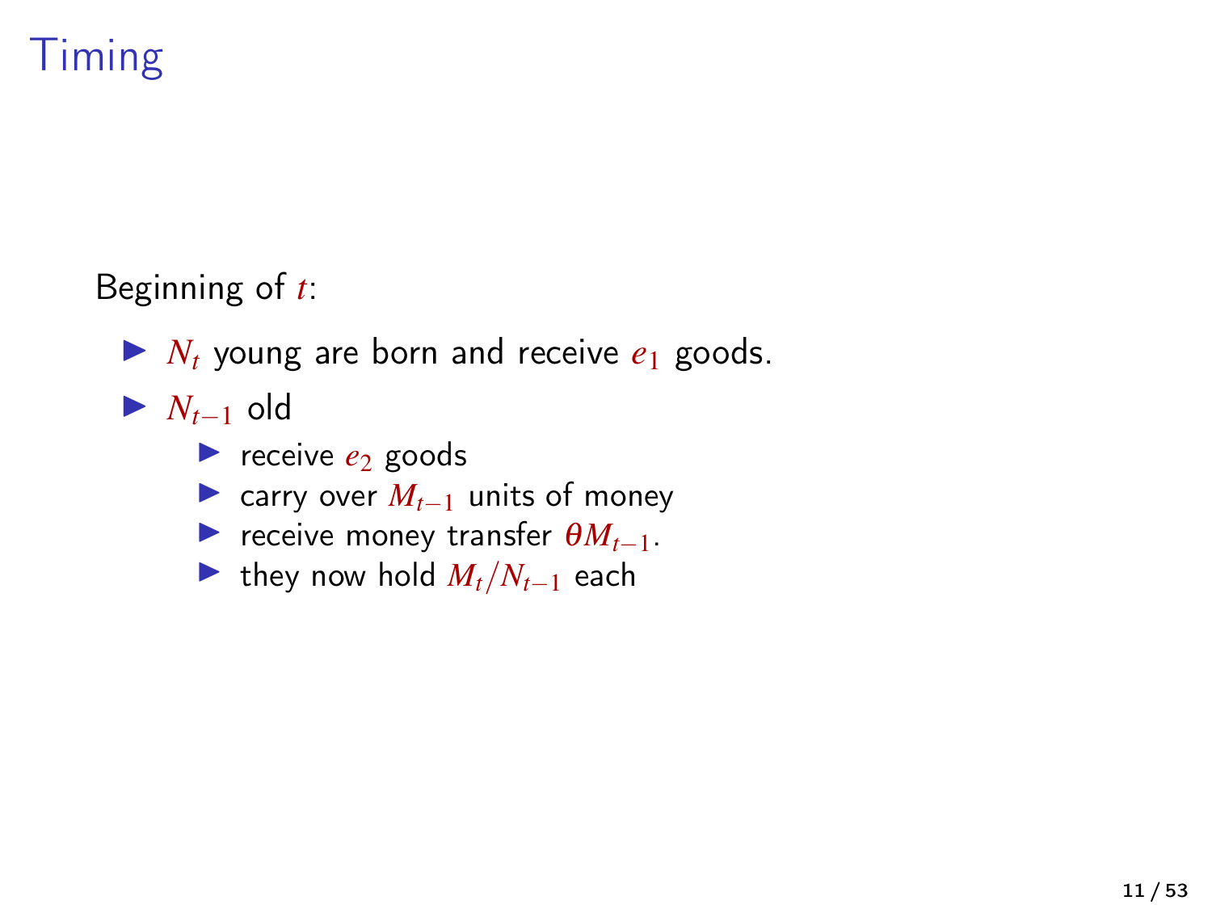# Timing

Beginning of $t$:

- $N_t$ young are born and receive $e_1$ goods.
- $N_{t-1}$ old
  - receive $e_2$ goods
  - carry over $M_{t-1}$ units of money
  - receive money transfer $\theta M_{t-1}$.
  - they now hold $M_t / N_{t-1}$ each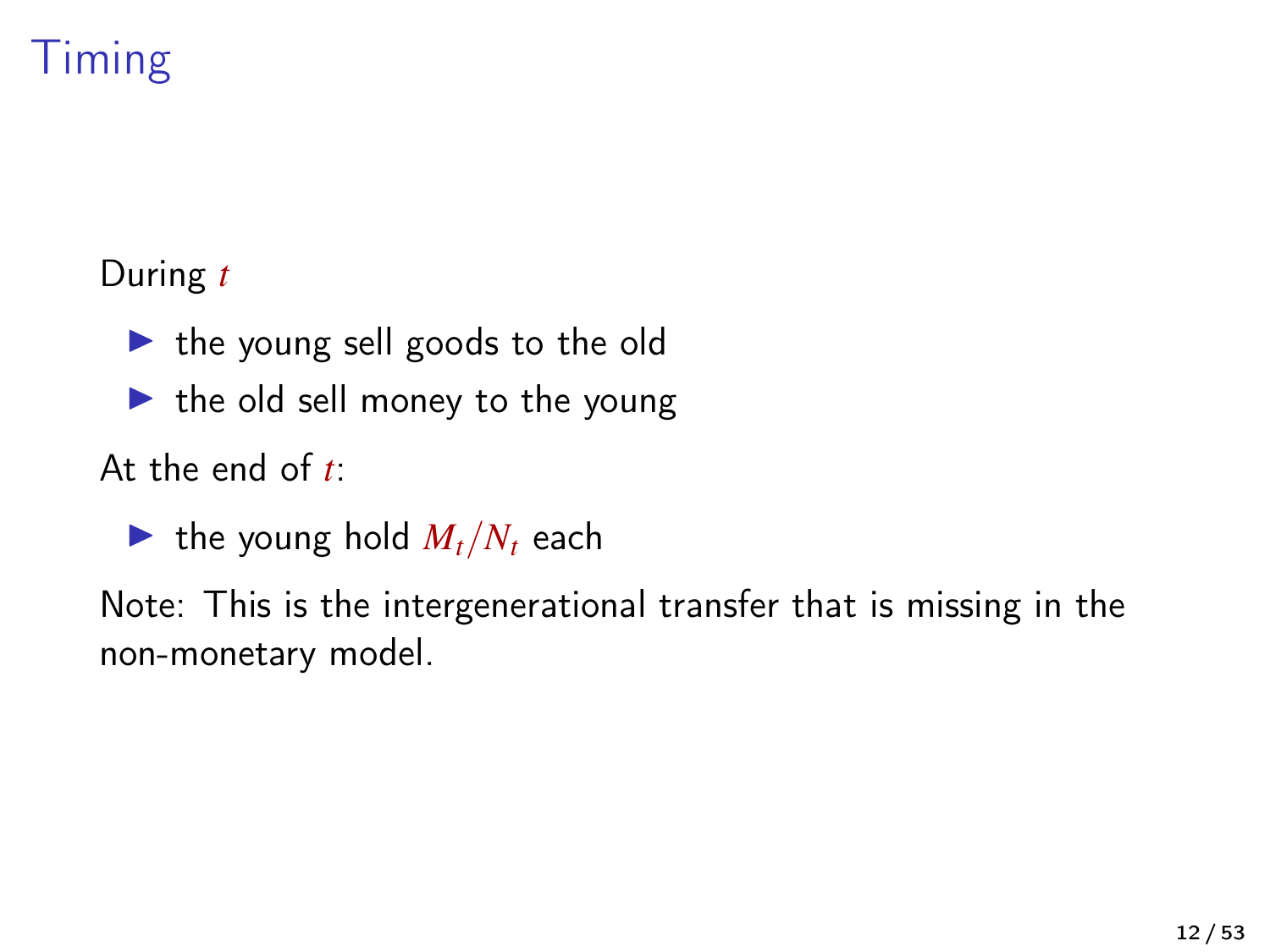# Timing

During $t$

- the young sell goods to the old
- the old sell money to the young

At the end of $t$:

- the young hold $M_t/N_t$ each

Note: This is the intergenerational transfer that is missing in the non-monetary model.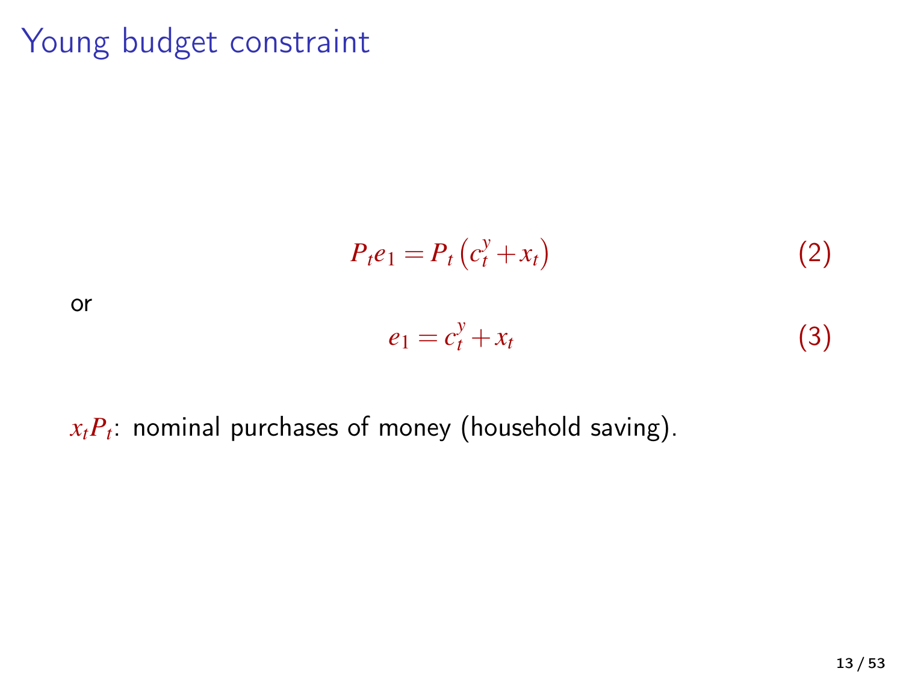# Young budget constraint

$$P_t e_1 = P_t \left( c_t^y + x_t \right) \tag{2}$$

or

$$e_1 = c_t^y + x_t \tag{3}$$

$x_t P_t$: nominal purchases of money (household saving).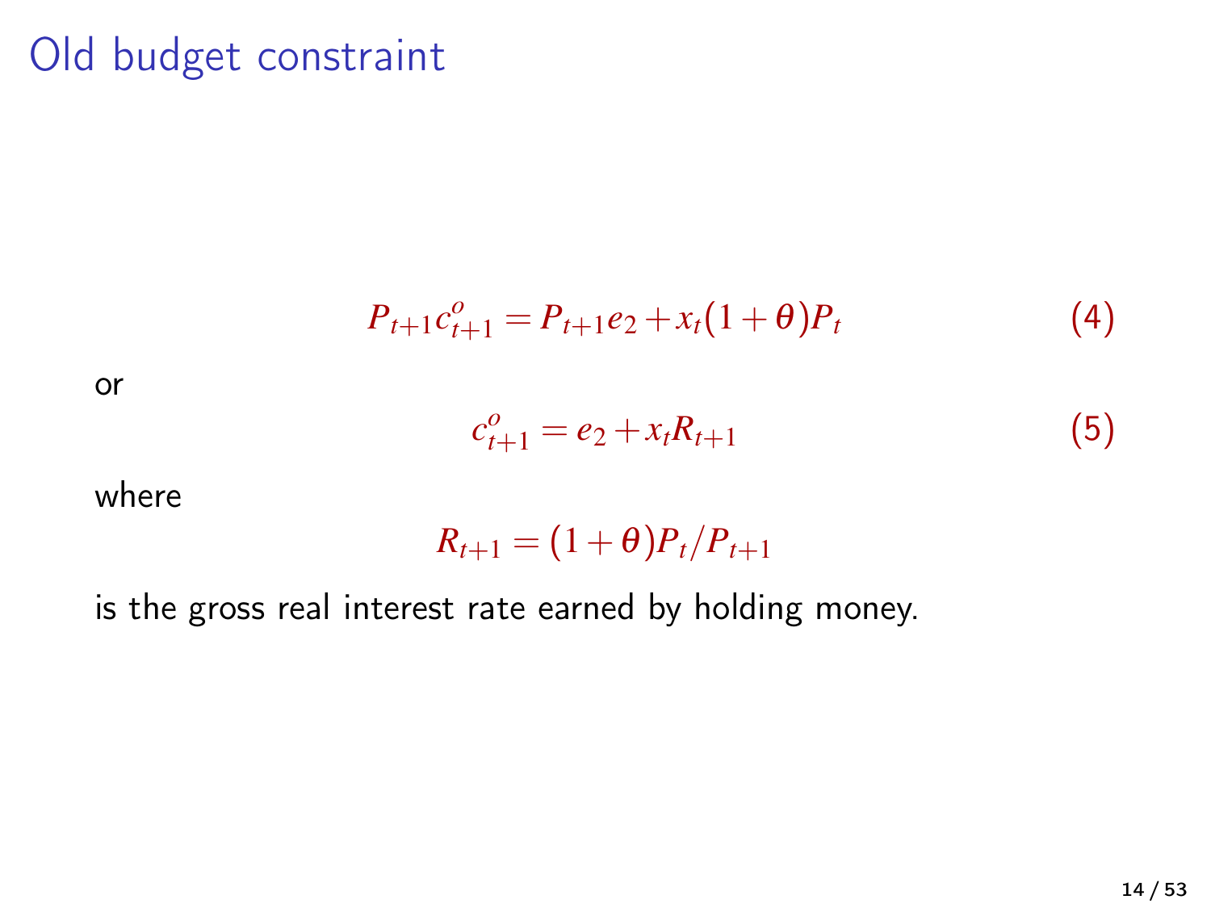# Old budget constraint

$$P_{t+1}c^o_{t+1} = P_{t+1}e_2 + x_t(1+\theta)P_t \tag{4}$$

or

$$c^o_{t+1} = e_2 + x_t R_{t+1} \tag{5}$$

where

$$R_{t+1} = (1+\theta)P_t/P_{t+1}$$

is the gross real interest rate earned by holding money.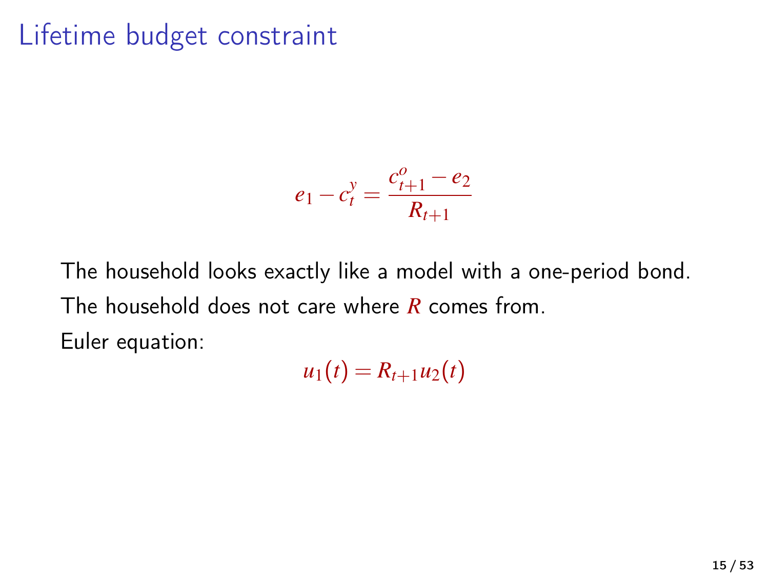# Lifetime budget constraint

$$e_1 - c_t^y = \frac{c_{t+1}^o - e_2}{R_{t+1}}$$

The household looks exactly like a model with a one-period bond.

The household does not care where $R$ comes from.

Euler equation:

$$u_1(t) = R_{t+1} u_2(t)$$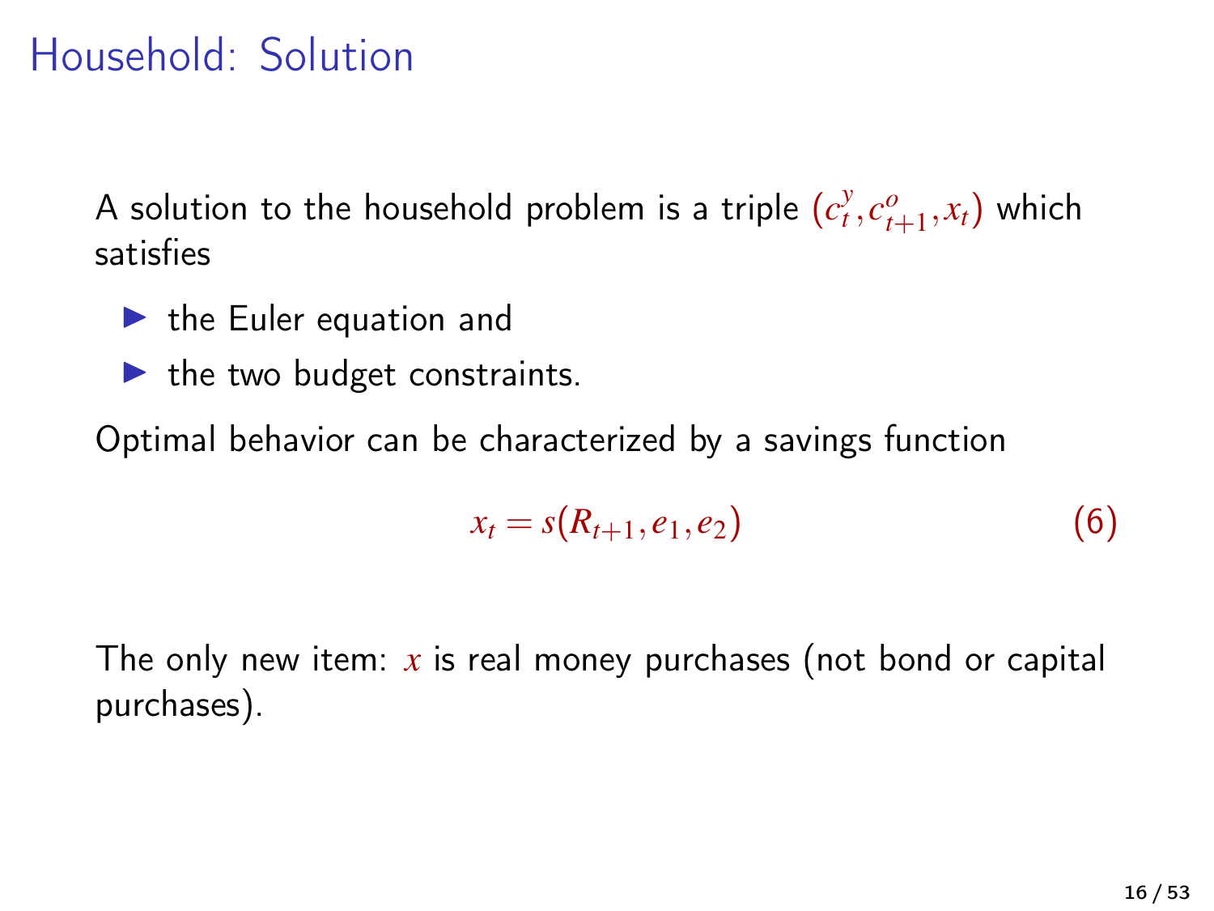# Household: Solution

A solution to the household problem is a triple $(c_t^y, c_{t+1}^o, x_t)$ which satisfies

- the Euler equation and
- the two budget constraints.

Optimal behavior can be characterized by a savings function

$$x_t = s(R_{t+1}, e_1, e_2) \tag{6}$$

The only new item: $x$ is real money purchases (not bond or capital purchases).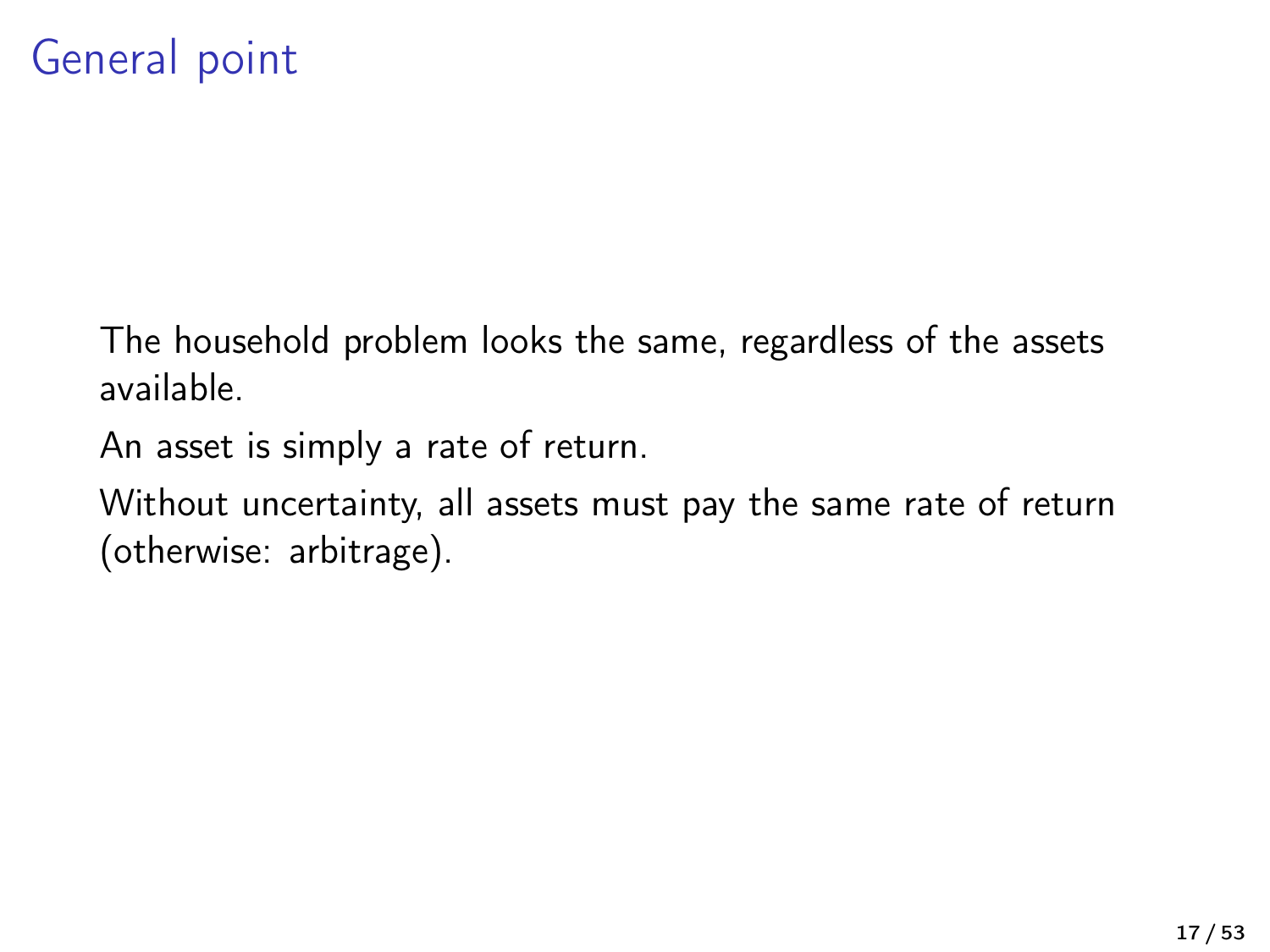# General point

The household problem looks the same, regardless of the assets available.

An asset is simply a rate of return.

Without uncertainty, all assets must pay the same rate of return (otherwise: arbitrage).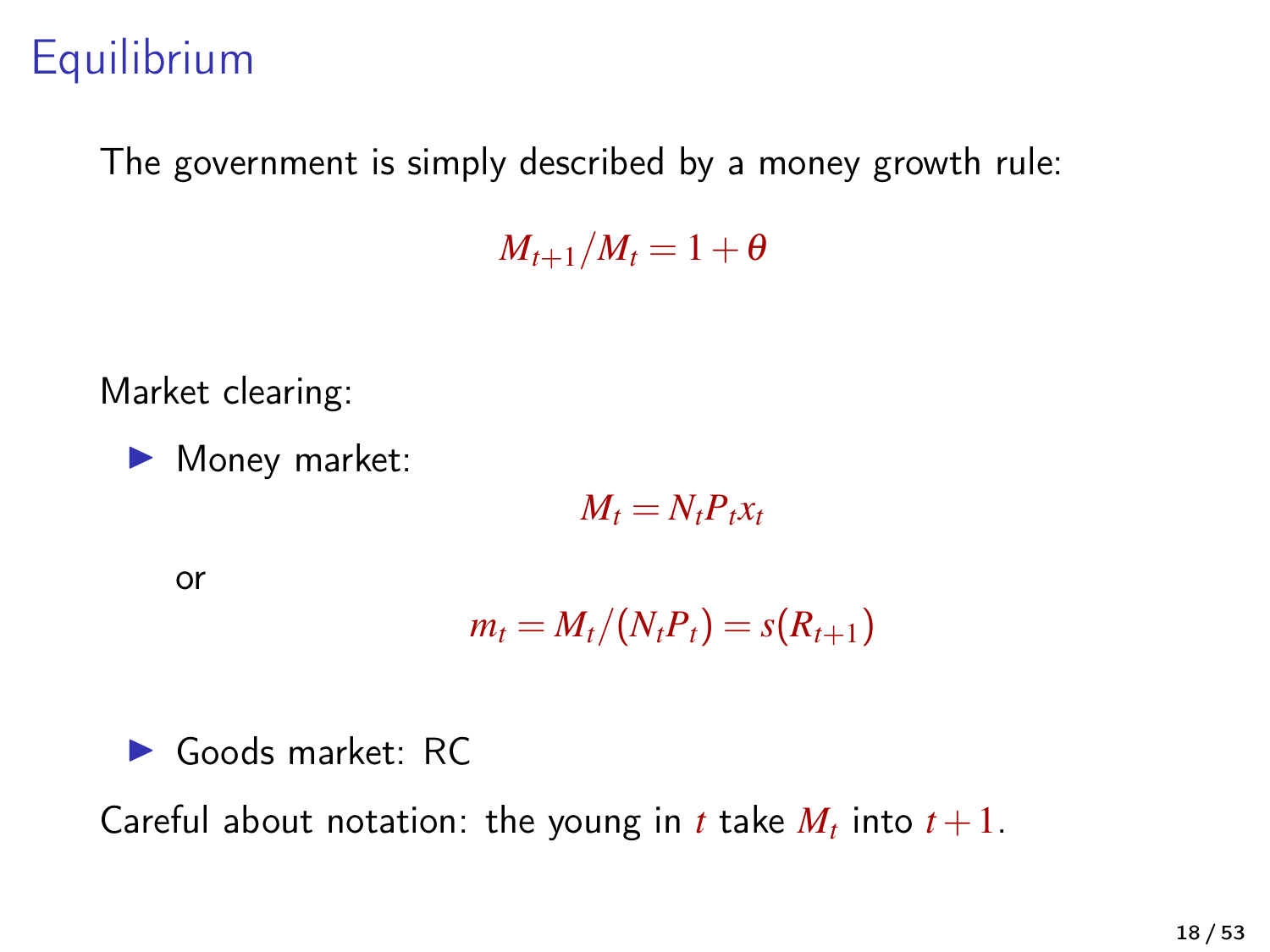# Equilibrium

The government is simply described by a money growth rule:

$$M_{t+1}/M_t = 1 + \theta$$

Market clearing:

- Money market:

$$M_t = N_t P_t x_t$$

  or

$$m_t = M_t/(N_t P_t) = s(R_{t+1})$$

- Goods market: RC

Careful about notation: the young in $t$ take $M_t$ into $t+1$.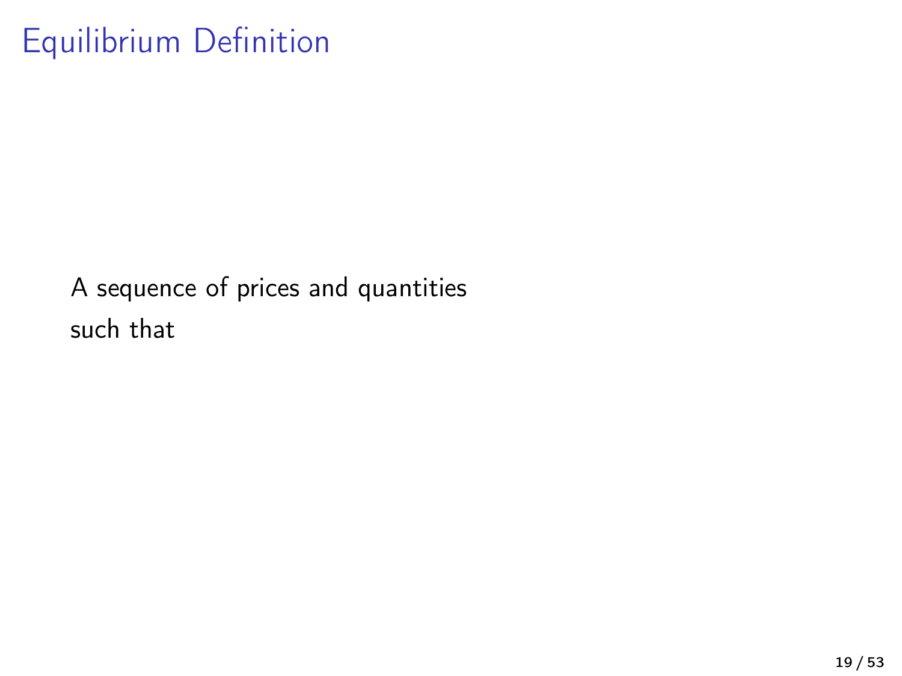# Equilibrium Definition

A sequence of prices and quantities
such that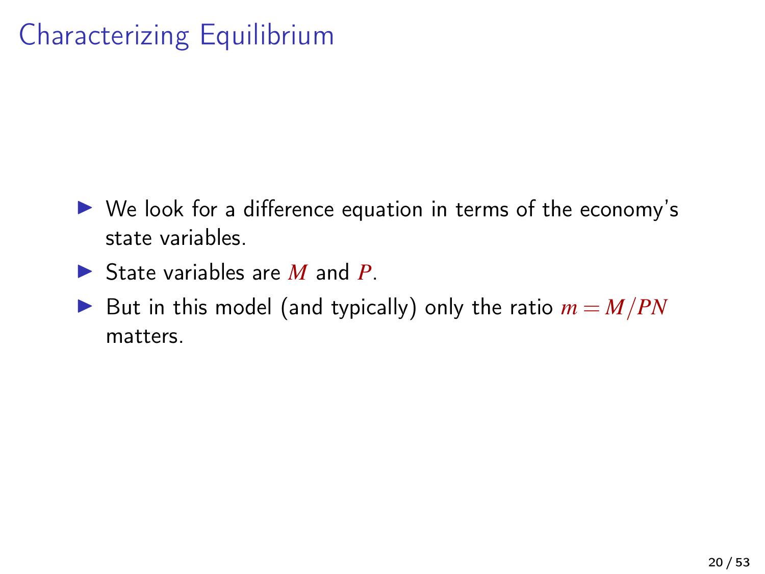# Characterizing Equilibrium

- We look for a difference equation in terms of the economy's state variables.
- State variables are $M$ and $P$.
- But in this model (and typically) only the ratio $m = M/PN$ matters.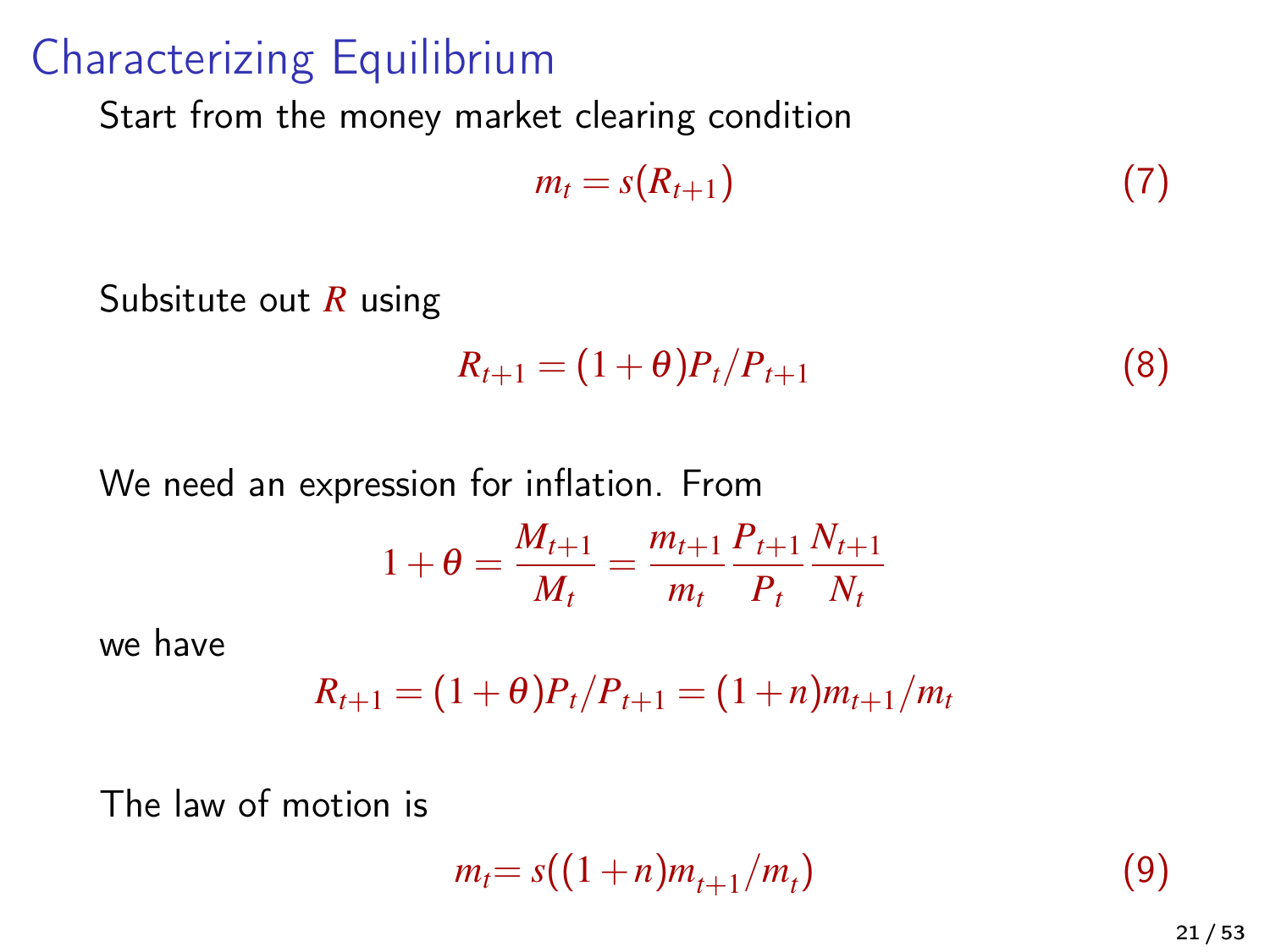# Characterizing Equilibrium

Start from the money market clearing condition

$$m_t = s(R_{t+1}) \tag{7}$$

Subsitute out $R$ using

$$R_{t+1} = (1+\theta)P_t/P_{t+1} \tag{8}$$

We need an expression for inflation. From

$$1+\theta = \frac{M_{t+1}}{M_t} = \frac{m_{t+1}}{m_t}\frac{P_{t+1}}{P_t}\frac{N_{t+1}}{N_t}$$

we have

$$R_{t+1} = (1+\theta)P_t/P_{t+1} = (1+n)m_{t+1}/m_t$$

The law of motion is

$$m_t = s((1+n)m_{t+1}/m_t) \tag{9}$$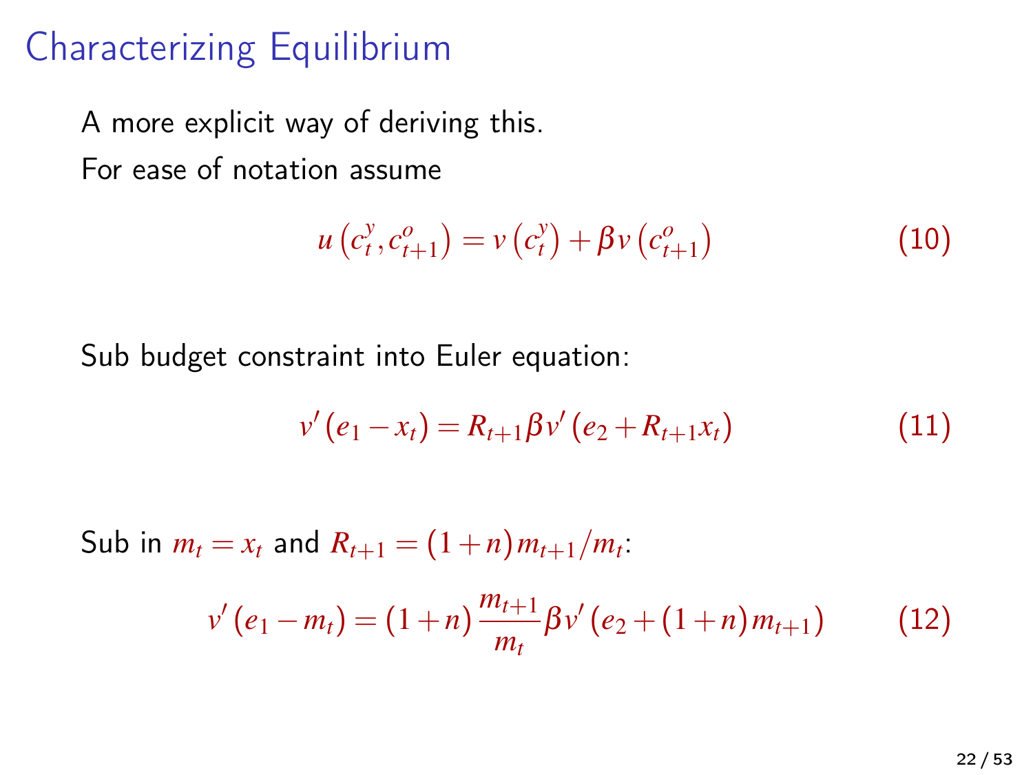# Characterizing Equilibrium

A more explicit way of deriving this.

For ease of notation assume

$$u\left(c_t^y, c_{t+1}^o\right) = v\left(c_t^y\right) + \beta v\left(c_{t+1}^o\right) \tag{10}$$

Sub budget constraint into Euler equation:

$$v'\left(e_1 - x_t\right) = R_{t+1}\beta v'\left(e_2 + R_{t+1}x_t\right) \tag{11}$$

Sub in $m_t = x_t$ and $R_{t+1} = (1+n)m_{t+1}/m_t$:

$$v'\left(e_1 - m_t\right) = (1+n)\frac{m_{t+1}}{m_t}\beta v'\left(e_2 + (1+n)m_{t+1}\right) \tag{12}$$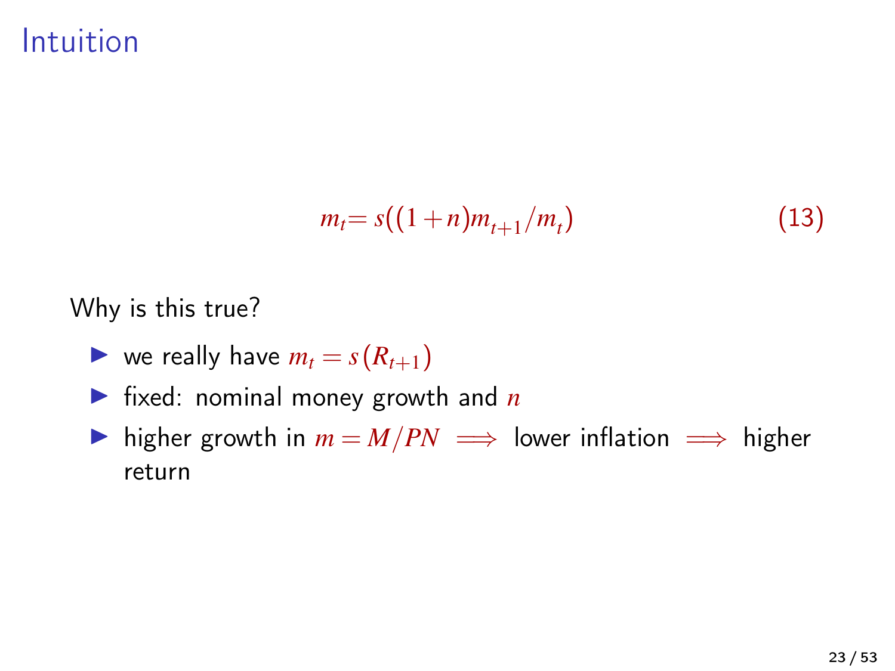# Intuition

$$m_t = s((1+n)m_{t+1}/m_t) \tag{13}$$

Why is this true?

- we really have $m_t = s(R_{t+1})$
- fixed: nominal money growth and $n$
- higher growth in $m = M/PN \implies$ lower inflation $\implies$ higher return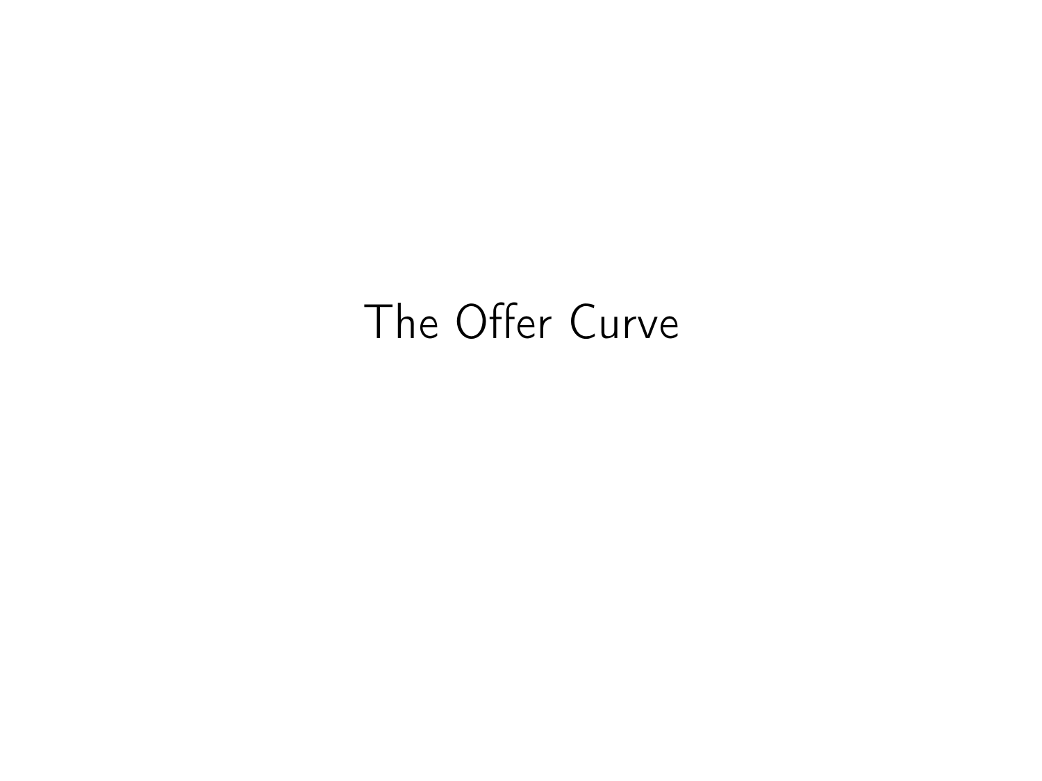# The Offer Curve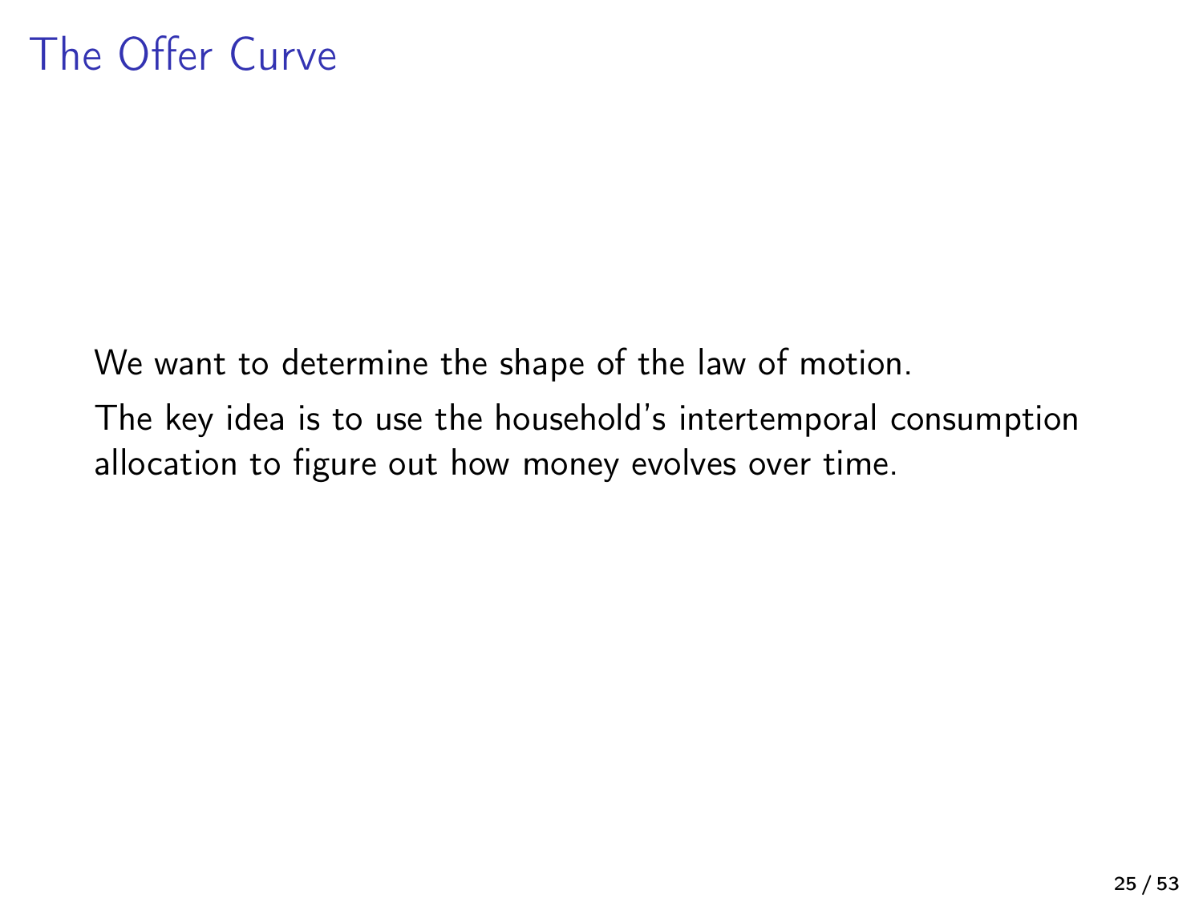# The Offer Curve

We want to determine the shape of the law of motion.

The key idea is to use the household's intertemporal consumption allocation to figure out how money evolves over time.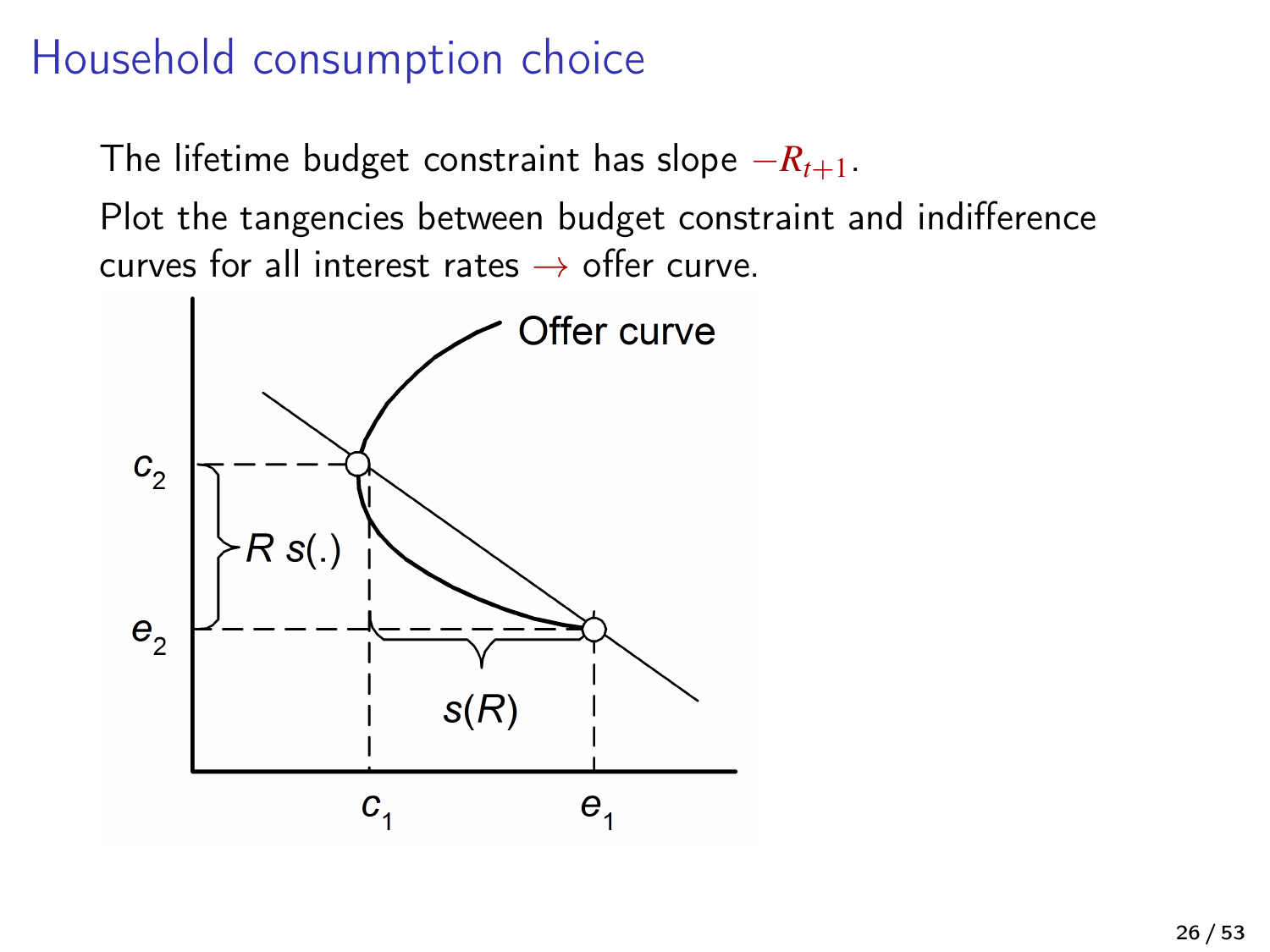# Household consumption choice

The lifetime budget constraint has slope $-R_{t+1}$.

Plot the tangencies between budget constraint and indifference curves for all interest rates $\rightarrow$ offer curve.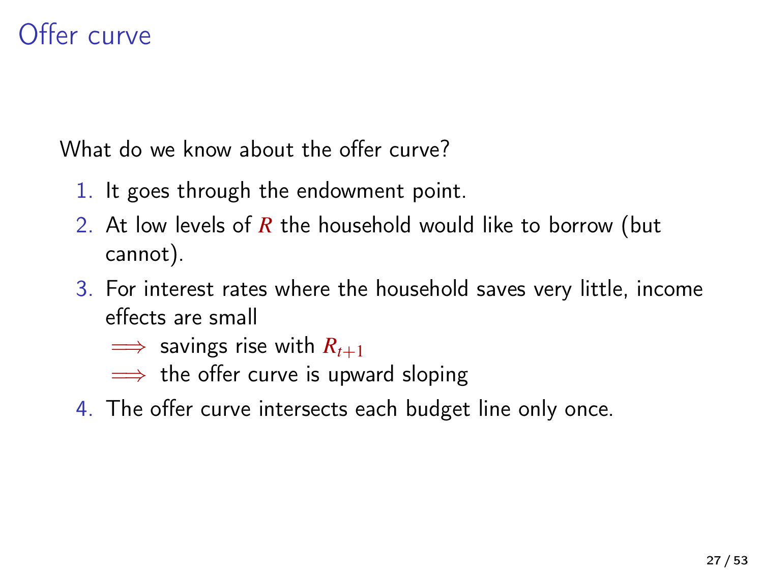# Offer curve

What do we know about the offer curve?

1. It goes through the endowment point.
2. At low levels of $R$ the household would like to borrow (but cannot).
3. For interest rates where the household saves very little, income effects are small
   - $\Longrightarrow$ savings rise with $R_{t+1}$
   - $\Longrightarrow$ the offer curve is upward sloping
4. The offer curve intersects each budget line only once.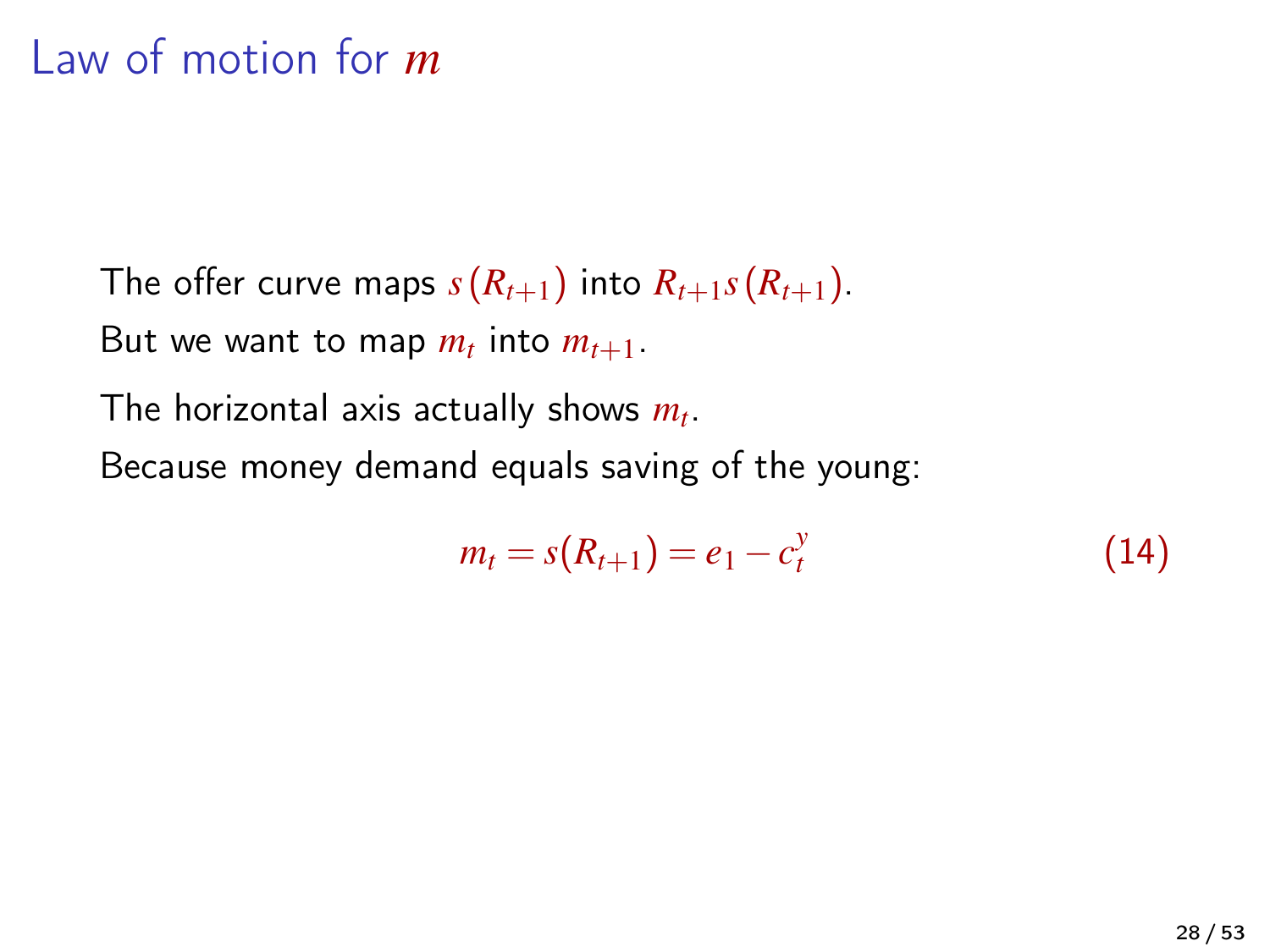# Law of motion for $m$

The offer curve maps $s(R_{t+1})$ into $R_{t+1}s(R_{t+1})$.

But we want to map $m_t$ into $m_{t+1}$.

The horizontal axis actually shows $m_t$.

Because money demand equals saving of the young:

$$m_t = s(R_{t+1}) = e_1 - c_t^y \tag{14}$$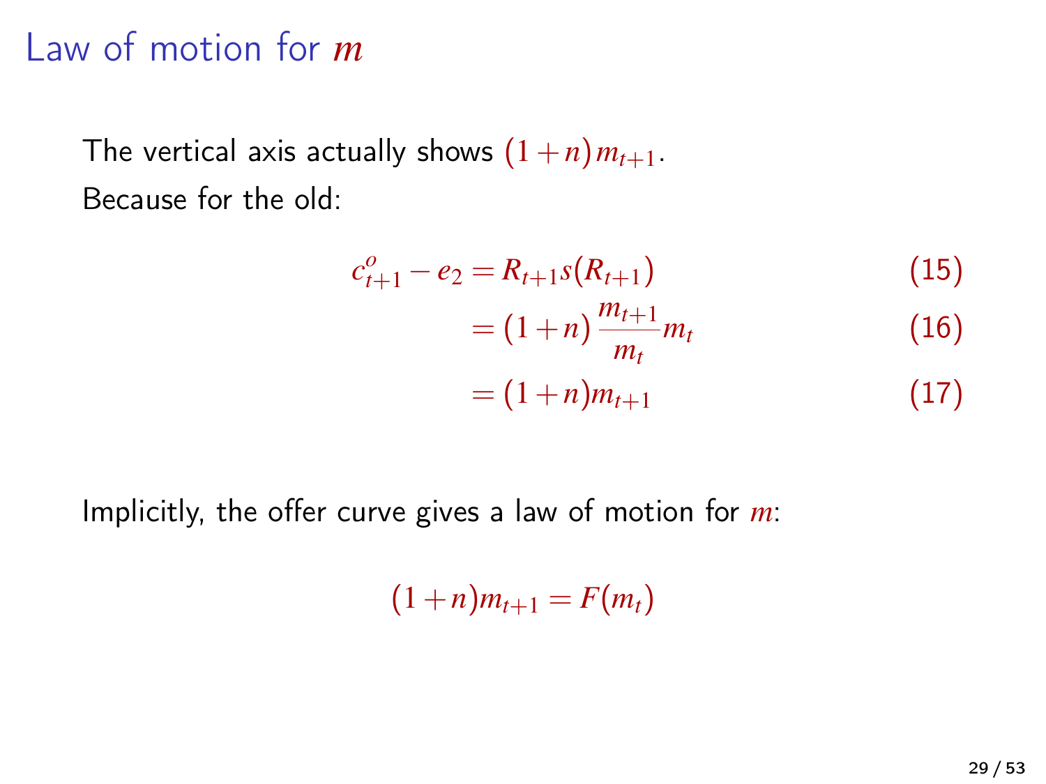# Law of motion for $m$

The vertical axis actually shows $(1+n)m_{t+1}$.
Because for the old:

$$
\begin{aligned}
c^o_{t+1} - e_2 &= R_{t+1}s(R_{t+1}) && (15)\\
&= (1+n)\frac{m_{t+1}}{m_t}m_t && (16)\\
&= (1+n)m_{t+1} && (17)
\end{aligned}
$$

Implicitly, the offer curve gives a law of motion for $m$:

$$(1+n)m_{t+1} = F(m_t)$$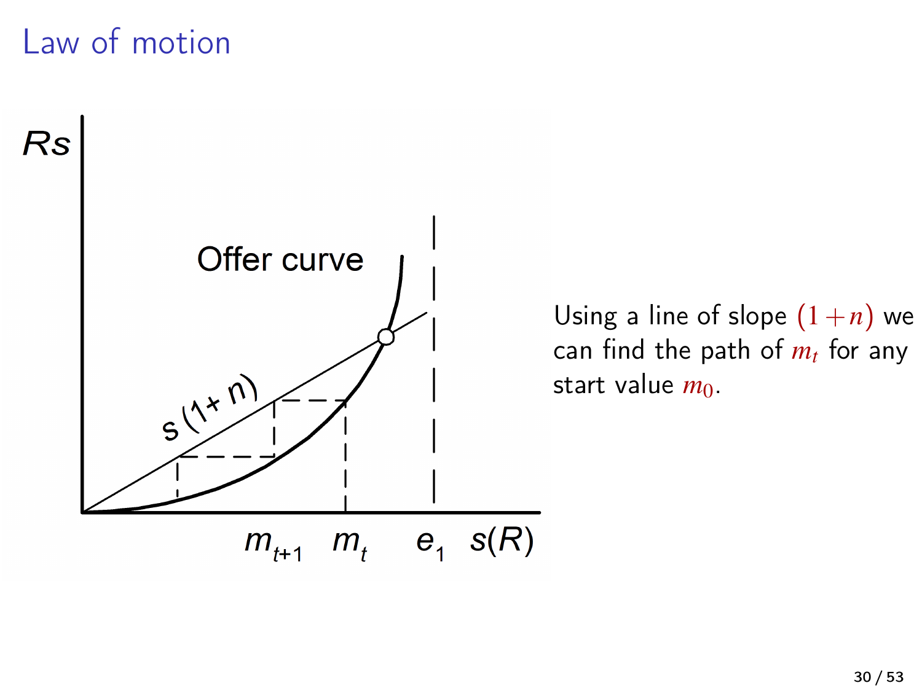# Law of motion

Using a line of slope $(1+n)$ we can find the path of $m_t$ for any start value $m_0$.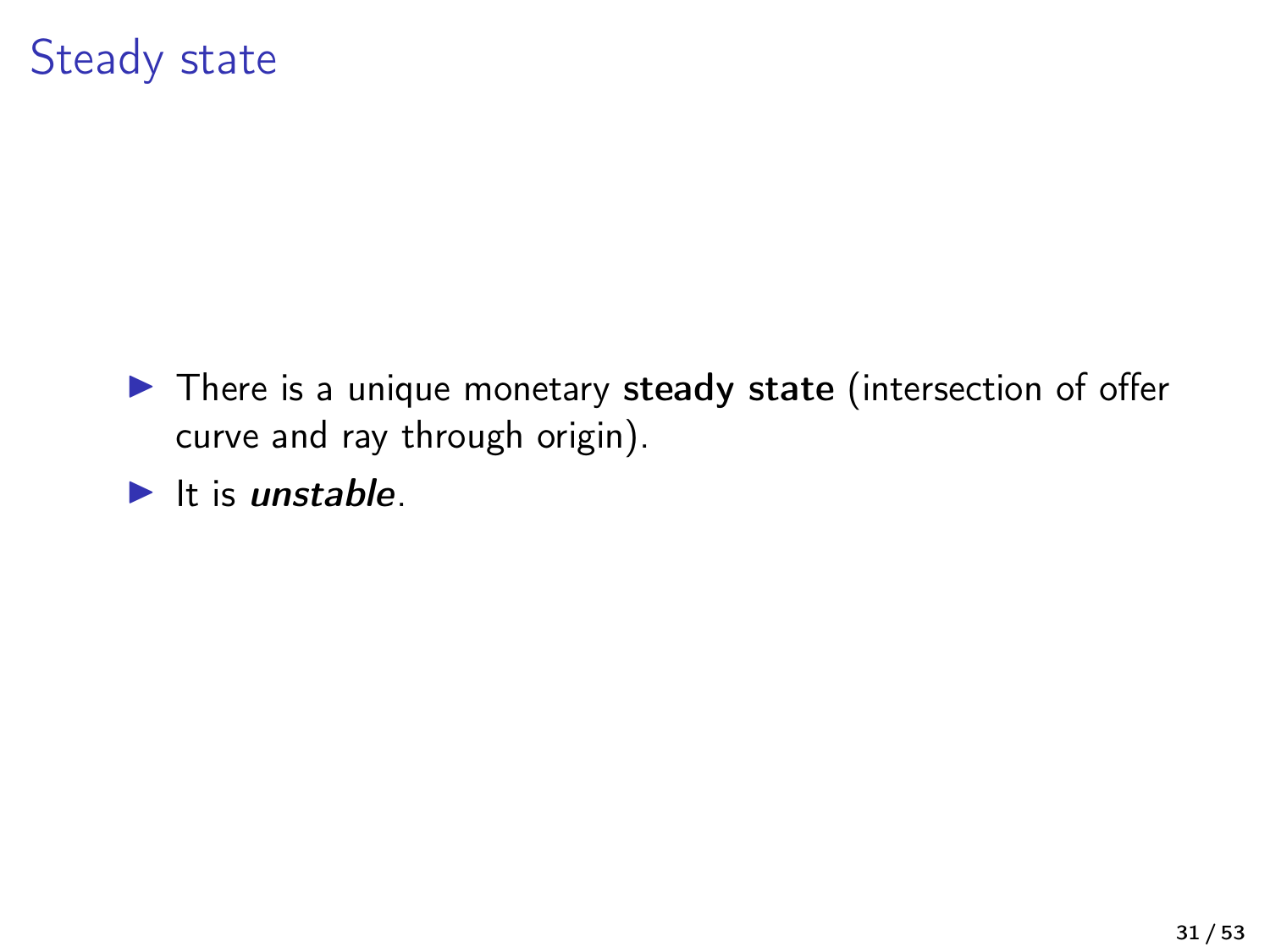# Steady state

- There is a unique monetary **steady state** (intersection of offer curve and ray through origin).
- It is ***unstable***.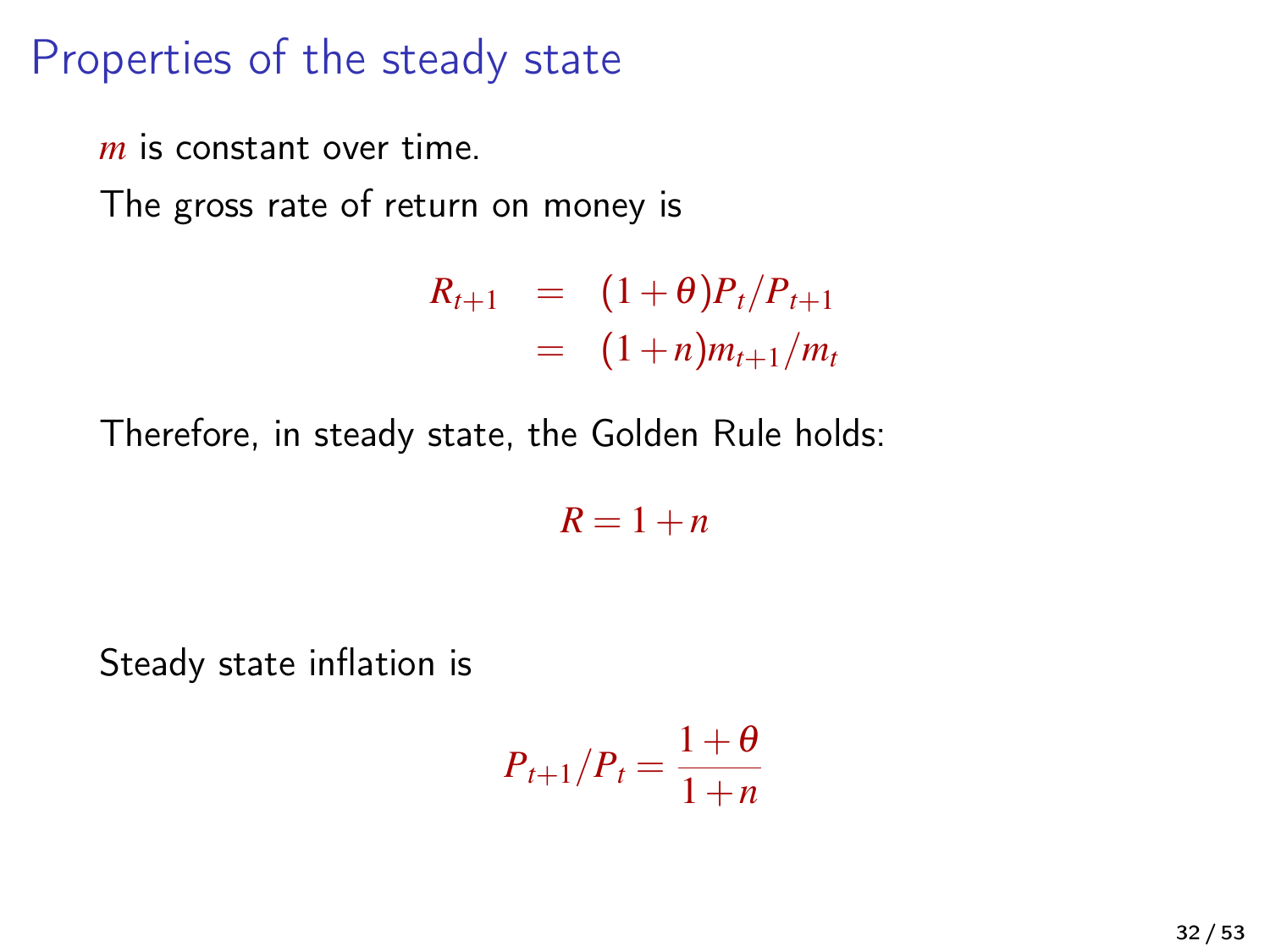# Properties of the steady state

$m$ is constant over time.

The gross rate of return on money is

$$
\begin{aligned}
R_{t+1} &= (1+\theta)P_t/P_{t+1} \\
&= (1+n)m_{t+1}/m_t
\end{aligned}
$$

Therefore, in steady state, the Golden Rule holds:

$$R = 1 + n$$

Steady state inflation is

$$P_{t+1}/P_t = \frac{1+\theta}{1+n}$$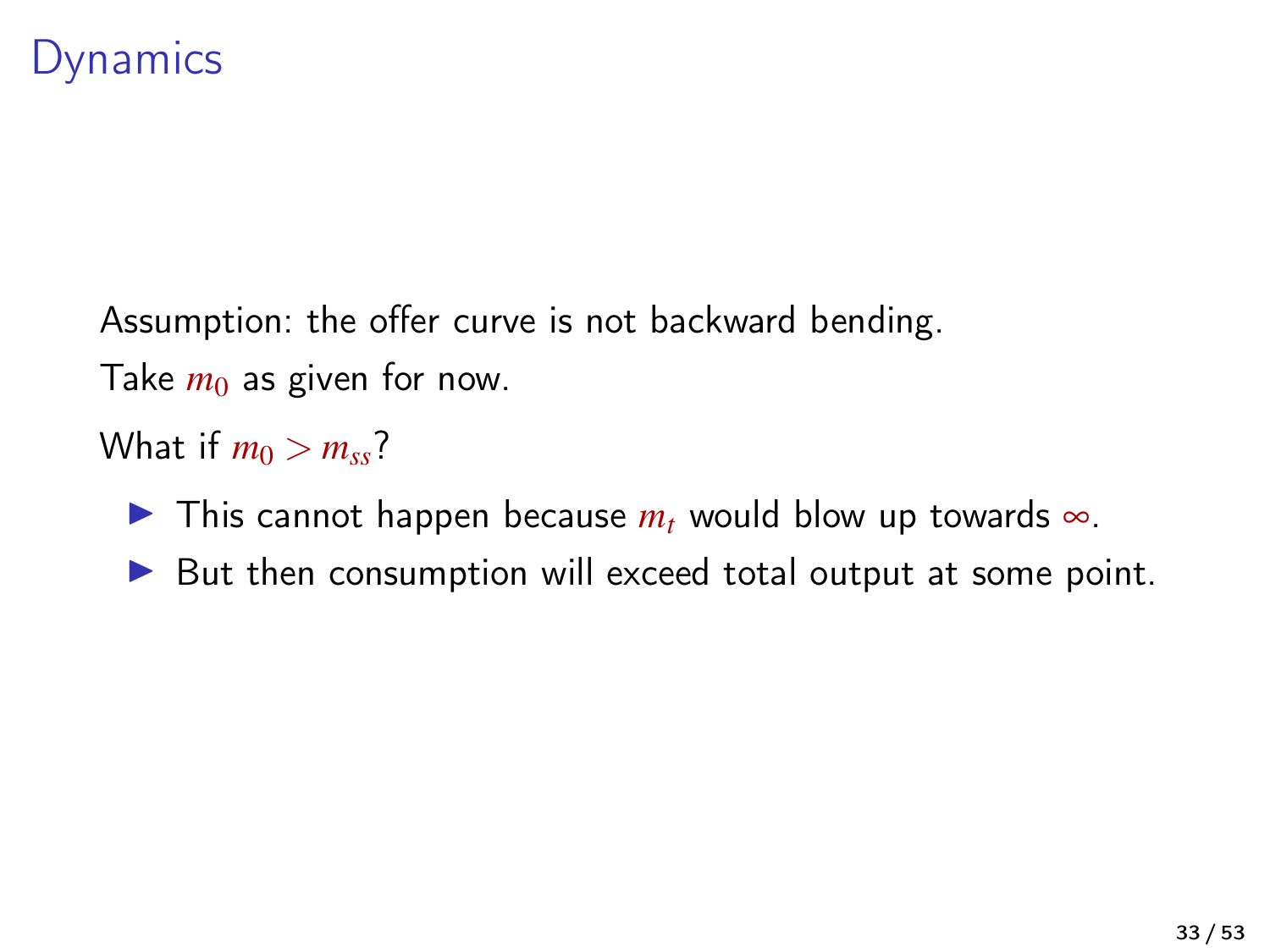# Dynamics

Assumption: the offer curve is not backward bending.

Take $m_0$ as given for now.

What if $m_0 > m_{ss}$?

- This cannot happen because $m_t$ would blow up towards $\infty$.
- But then consumption will exceed total output at some point.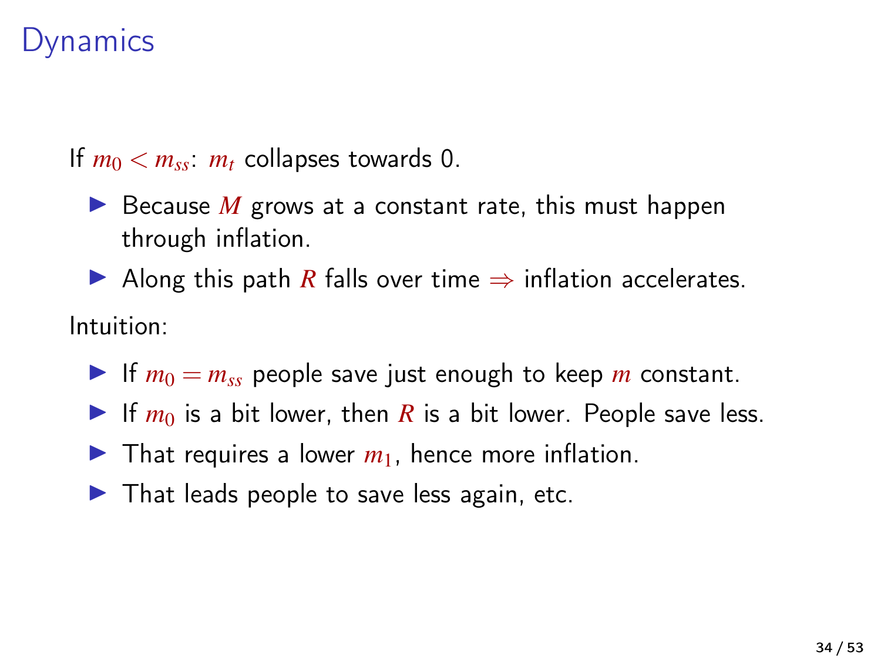# Dynamics

If $m_0 < m_{ss}$: $m_t$ collapses towards 0.

- Because $M$ grows at a constant rate, this must happen through inflation.
- Along this path $R$ falls over time $\Rightarrow$ inflation accelerates.

Intuition:

- If $m_0 = m_{ss}$ people save just enough to keep $m$ constant.
- If $m_0$ is a bit lower, then $R$ is a bit lower. People save less.
- That requires a lower $m_1$, hence more inflation.
- That leads people to save less again, etc.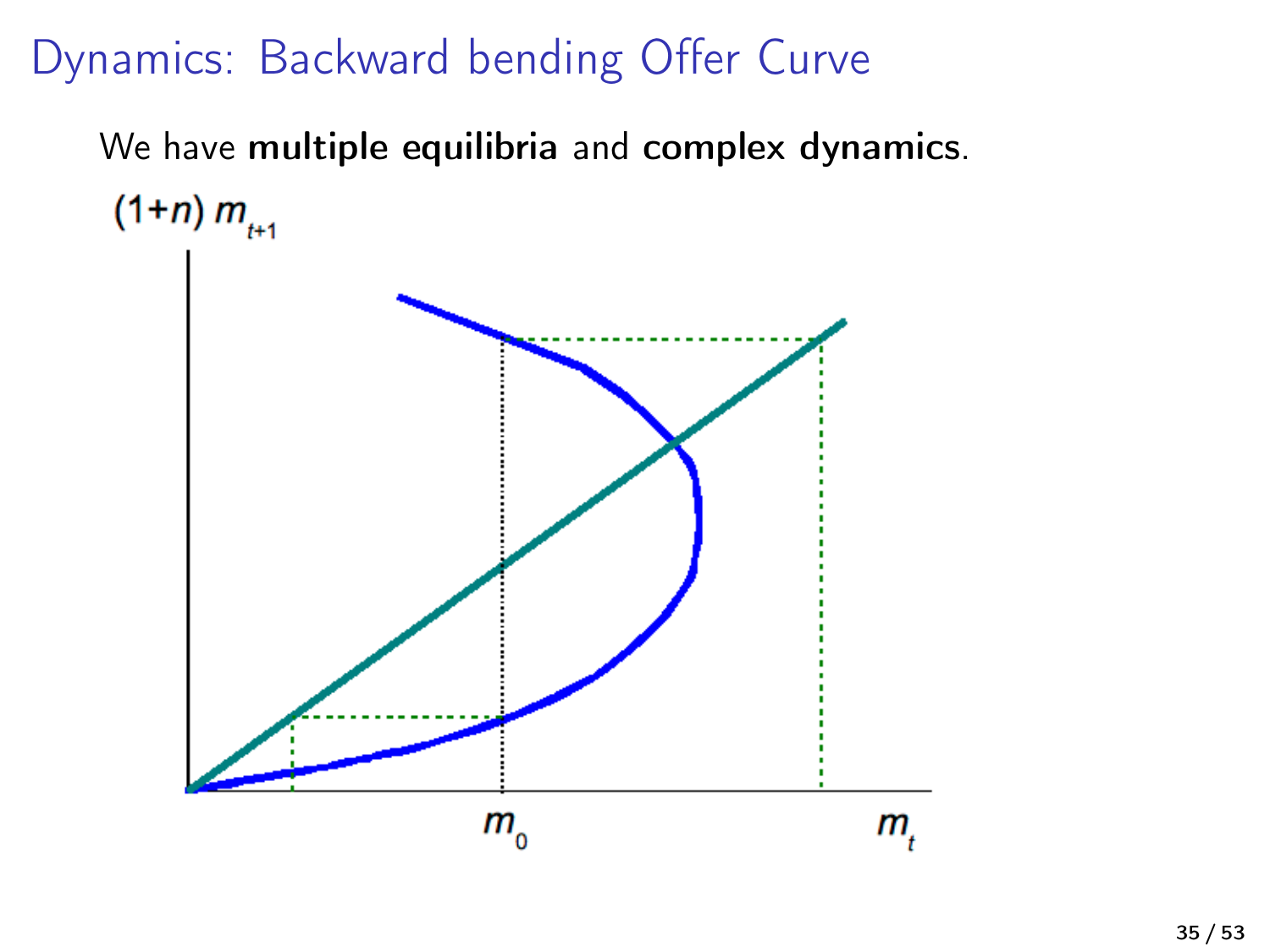# Dynamics: Backward bending Offer Curve

We have **multiple equilibria** and **complex dynamics**.

$(1+n)\,m_{t+1}$

$m_0$

$m_t$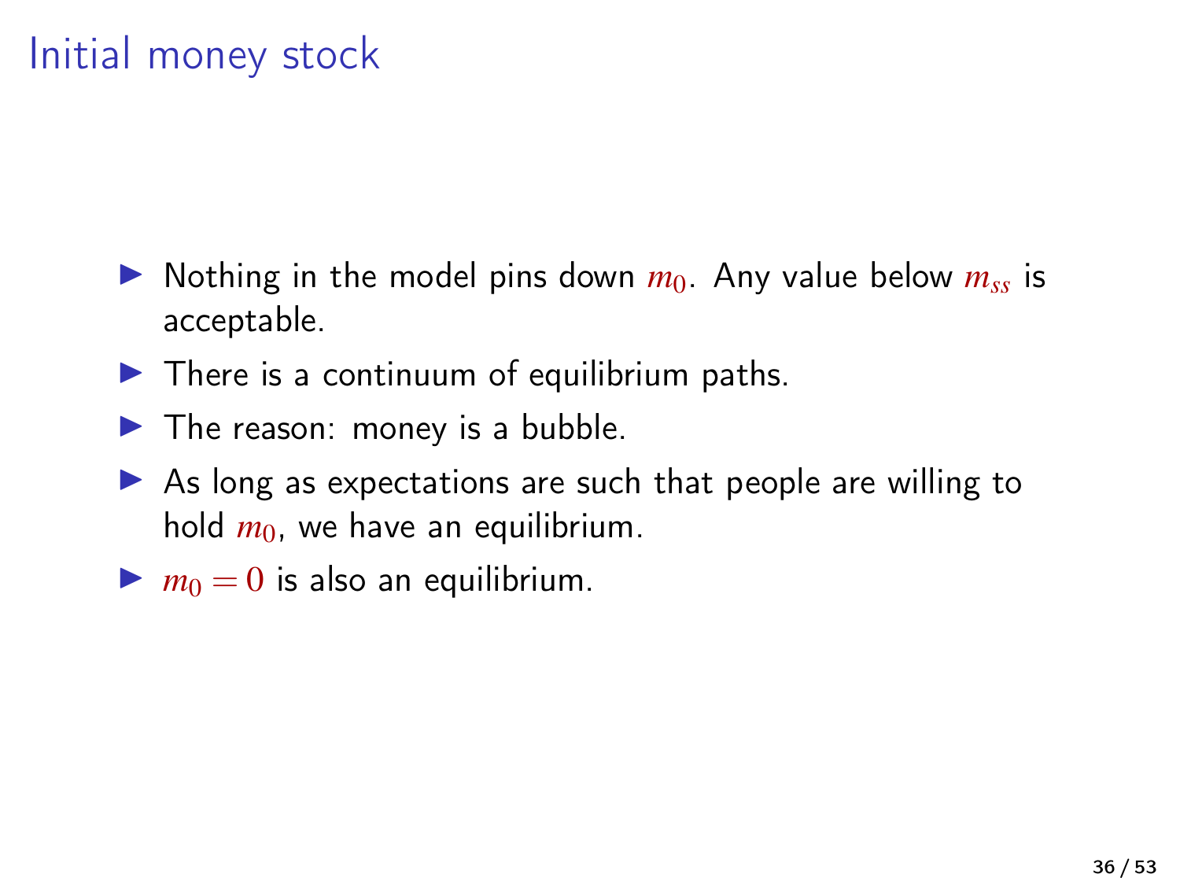# Initial money stock

- Nothing in the model pins down $m_0$. Any value below $m_{ss}$ is acceptable.
- There is a continuum of equilibrium paths.
- The reason: money is a bubble.
- As long as expectations are such that people are willing to hold $m_0$, we have an equilibrium.
- $m_0 = 0$ is also an equilibrium.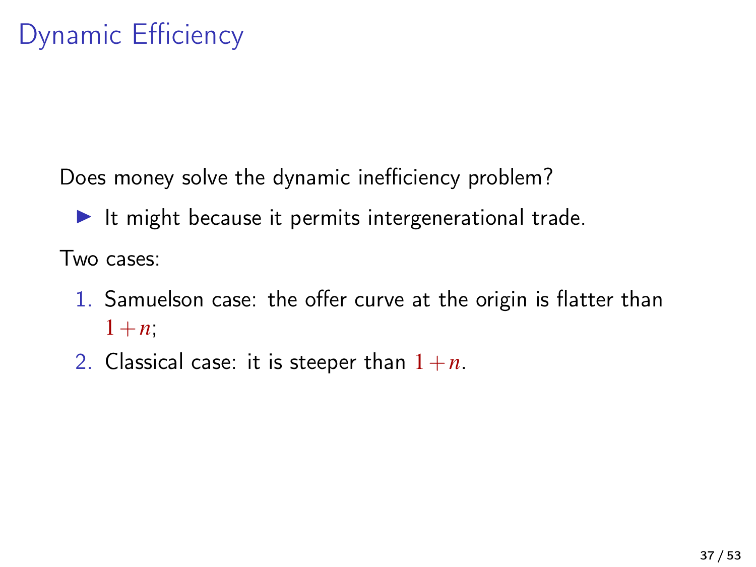# Dynamic Efficiency

Does money solve the dynamic inefficiency problem?

- It might because it permits intergenerational trade.

Two cases:

1. Samuelson case: the offer curve at the origin is flatter than $1+n$;
2. Classical case: it is steeper than $1+n$.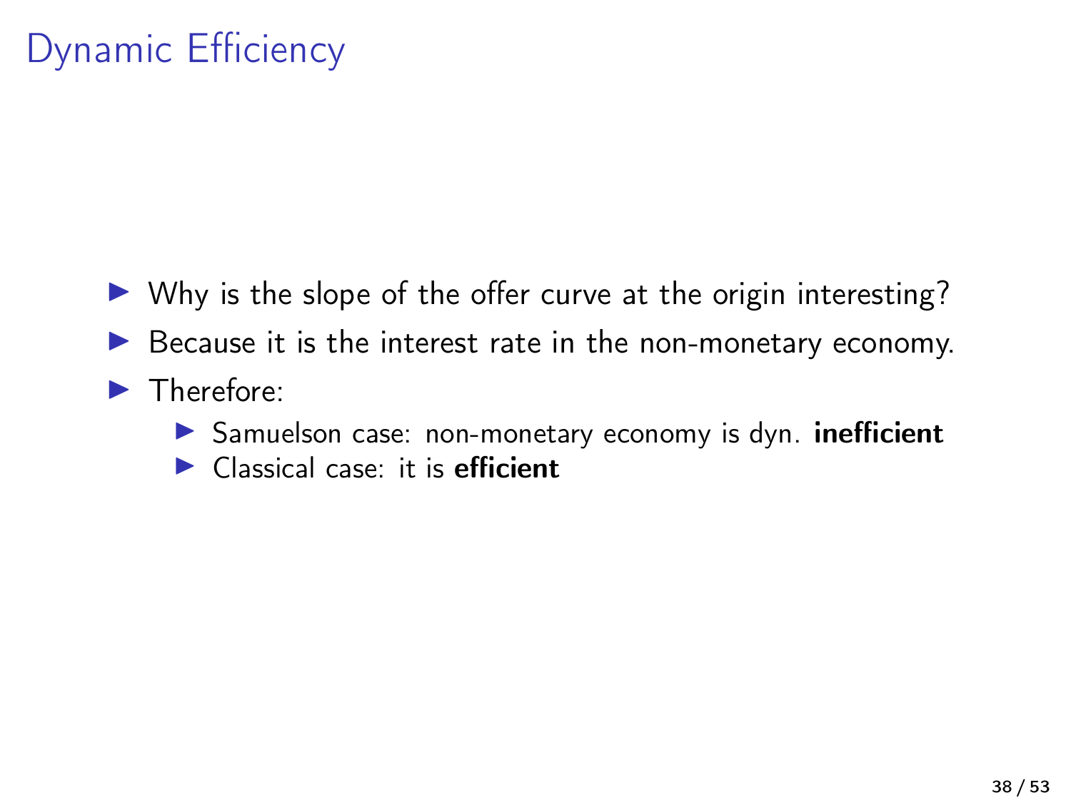# Dynamic Efficiency

- Why is the slope of the offer curve at the origin interesting?
- Because it is the interest rate in the non-monetary economy.
- Therefore:
  - Samuelson case: non-monetary economy is dyn. **inefficient**
  - Classical case: it is **efficient**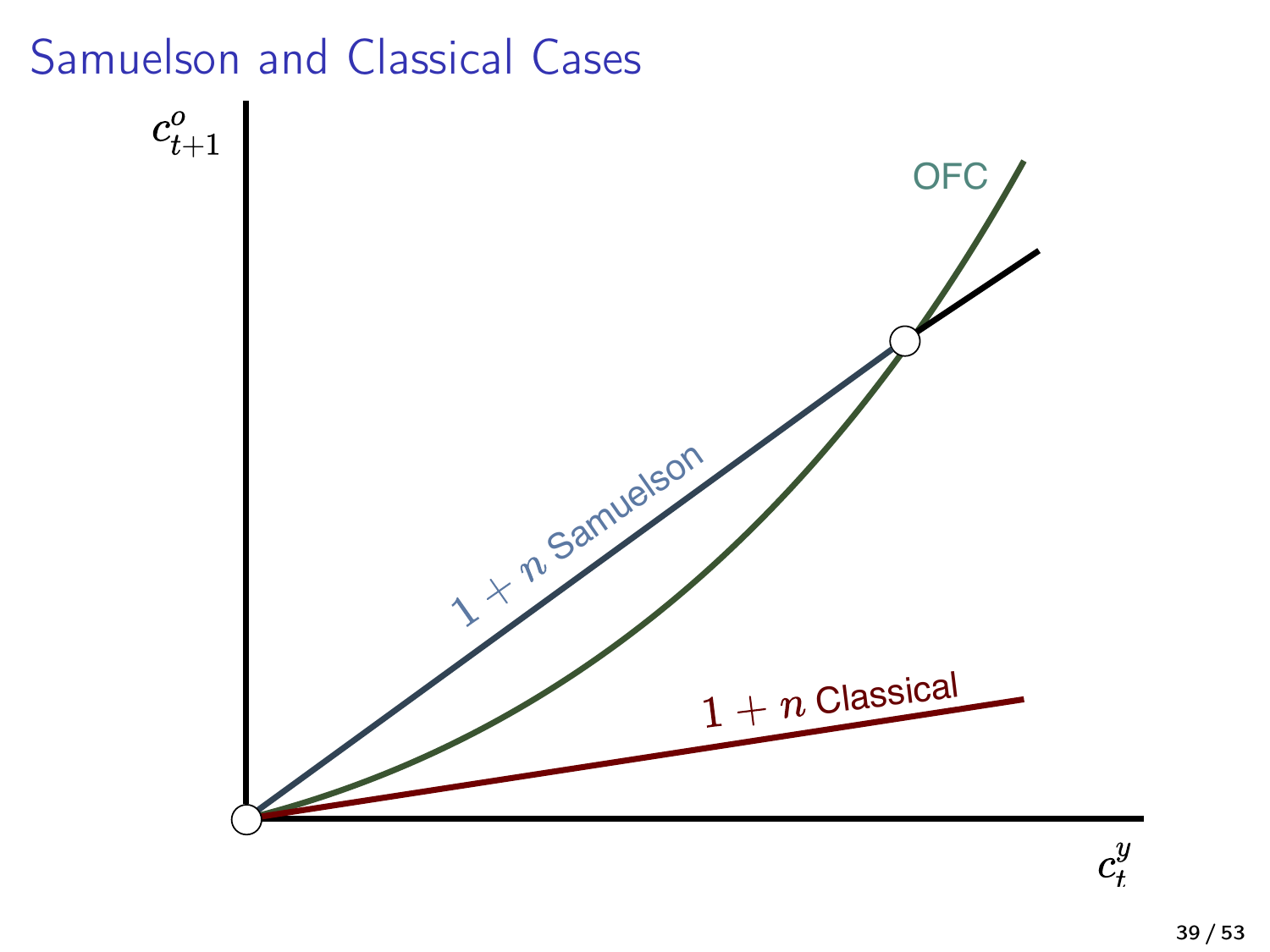# Samuelson and Classical Cases

$c^o_{t+1}$

OFC

$1+n$ Samuelson

$1+n$ Classical

$c^y_t$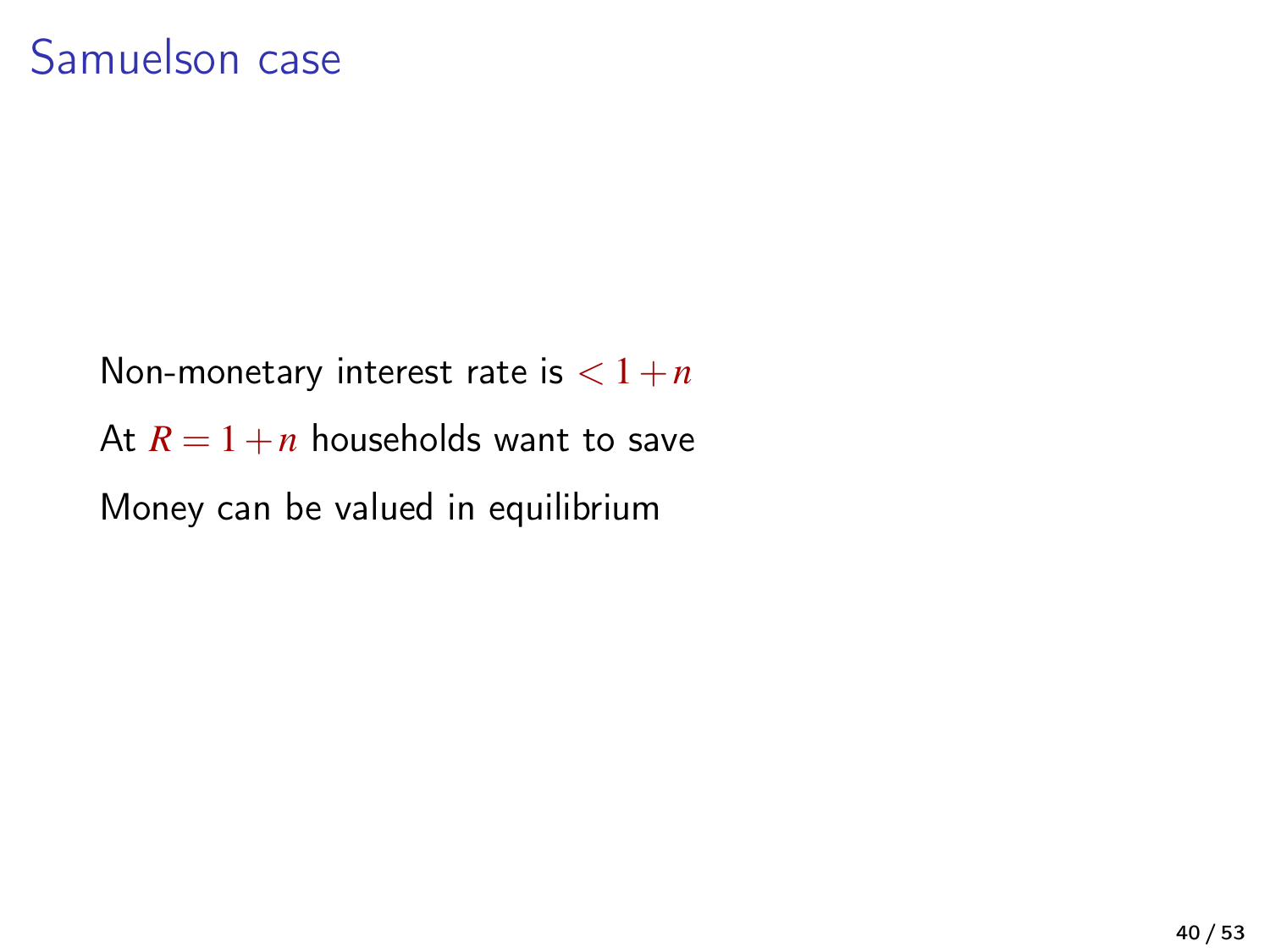# Samuelson case

Non-monetary interest rate is $< 1 + n$

At $R = 1 + n$ households want to save

Money can be valued in equilibrium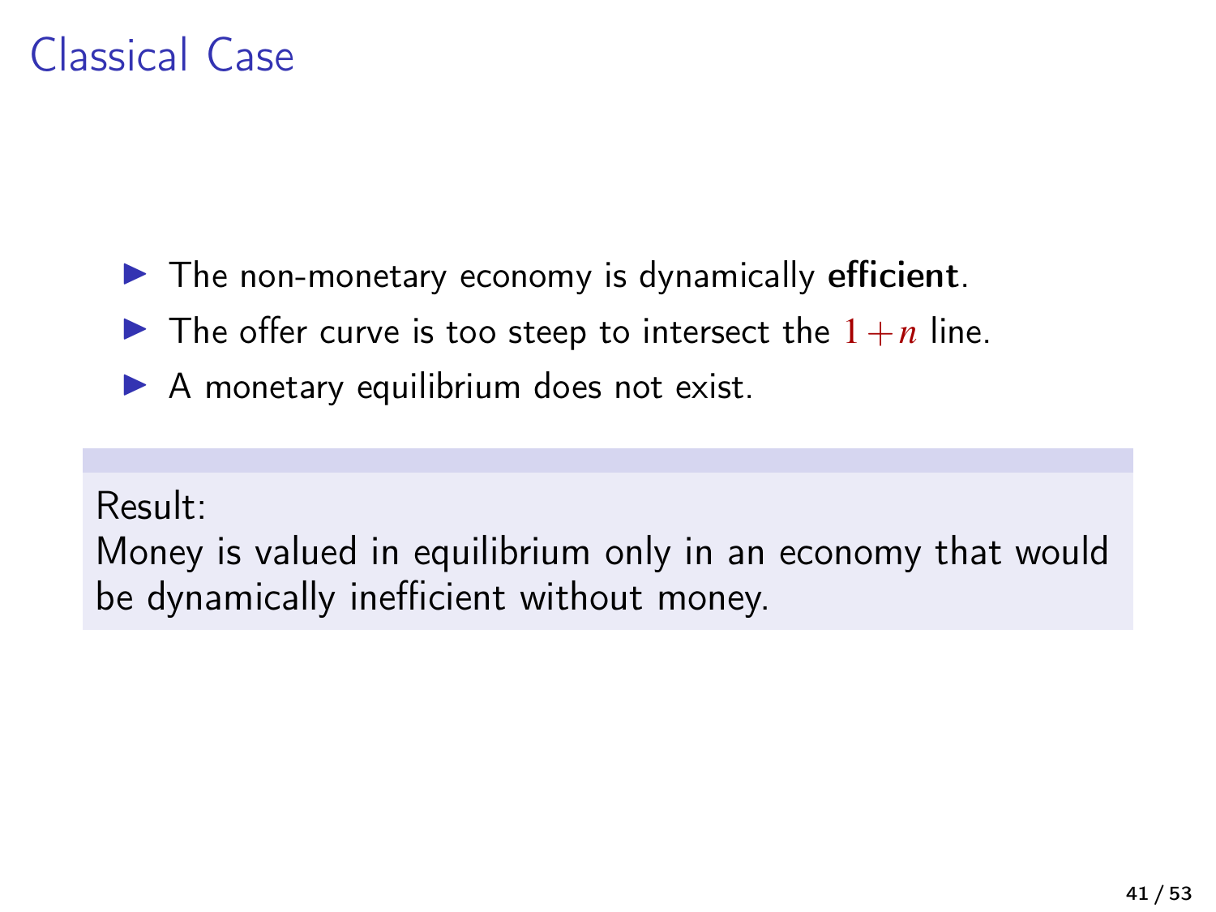# Classical Case

- The non-monetary economy is dynamically **efficient**.
- The offer curve is too steep to intersect the $1+n$ line.
- A monetary equilibrium does not exist.

Result:
Money is valued in equilibrium only in an economy that would be dynamically inefficient without money.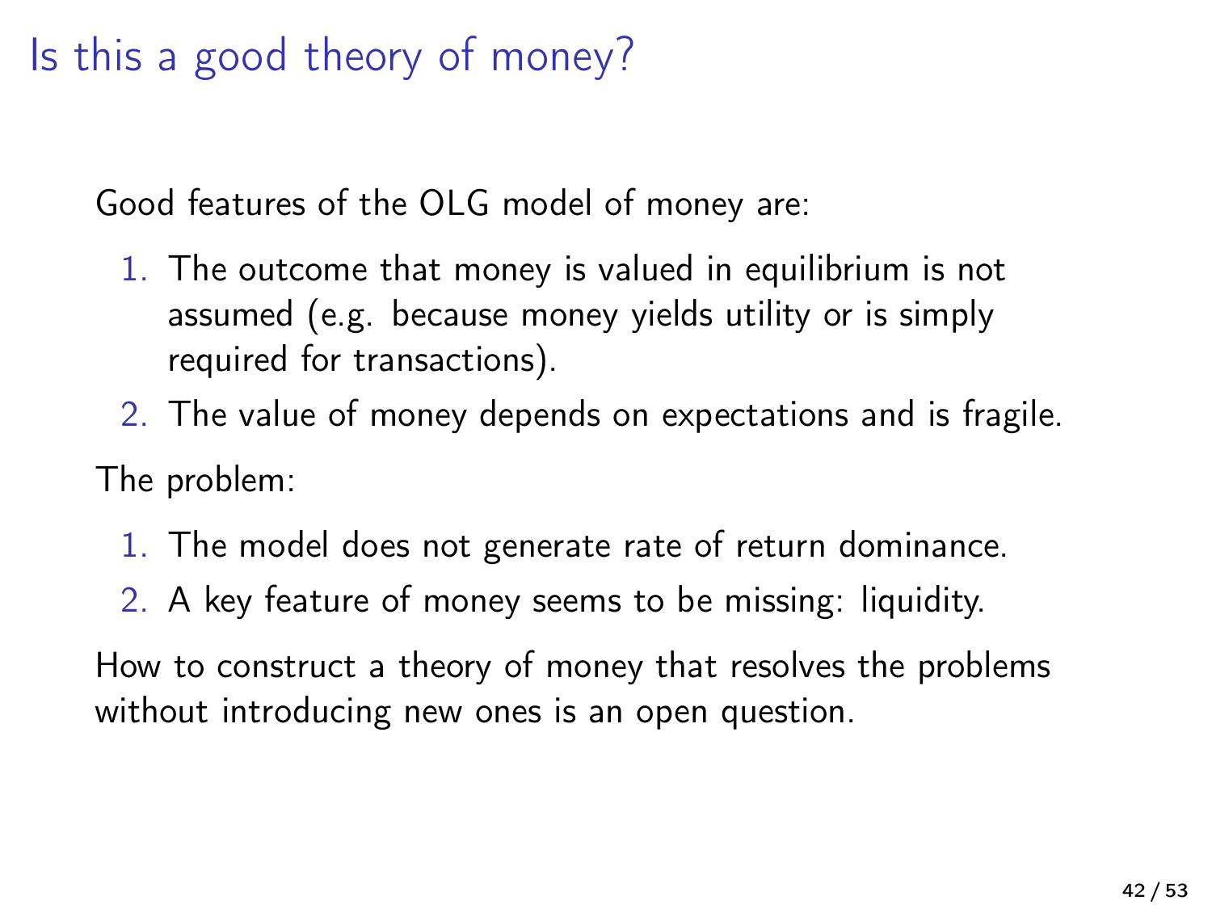# Is this a good theory of money?

Good features of the OLG model of money are:

1. The outcome that money is valued in equilibrium is not assumed (e.g. because money yields utility or is simply required for transactions).
2. The value of money depends on expectations and is fragile.

The problem:

1. The model does not generate rate of return dominance.
2. A key feature of money seems to be missing: liquidity.

How to construct a theory of money that resolves the problems without introducing new ones is an open question.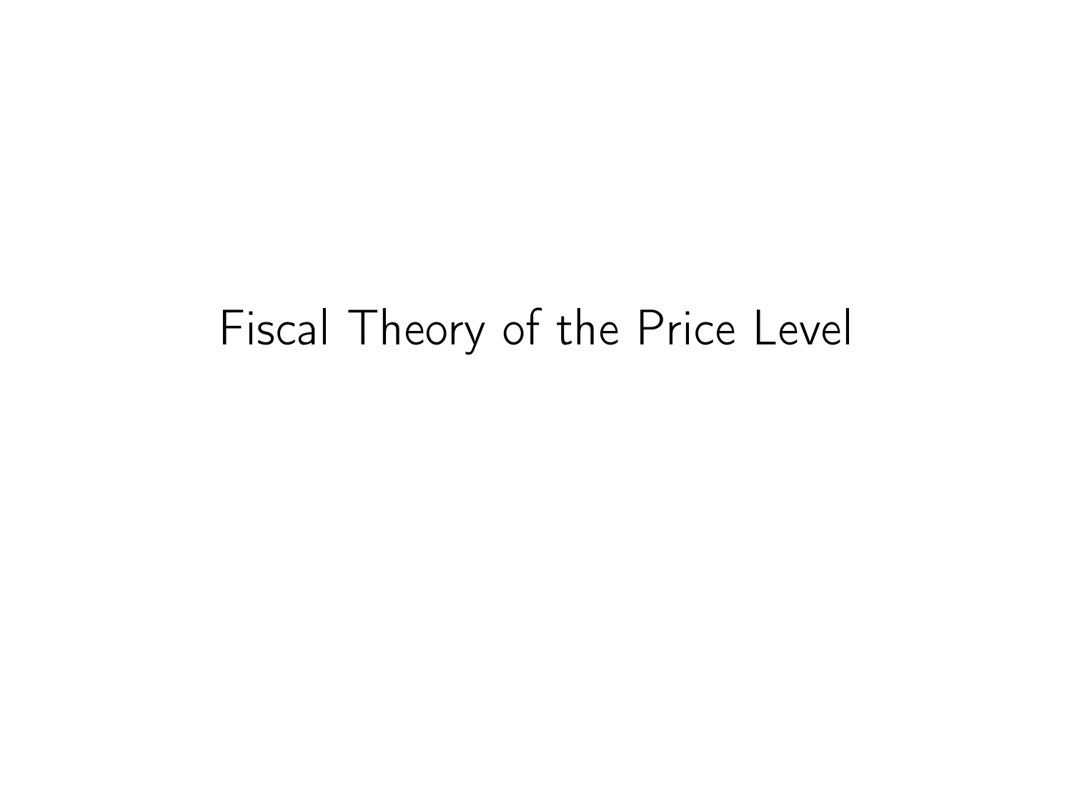# Fiscal Theory of the Price Level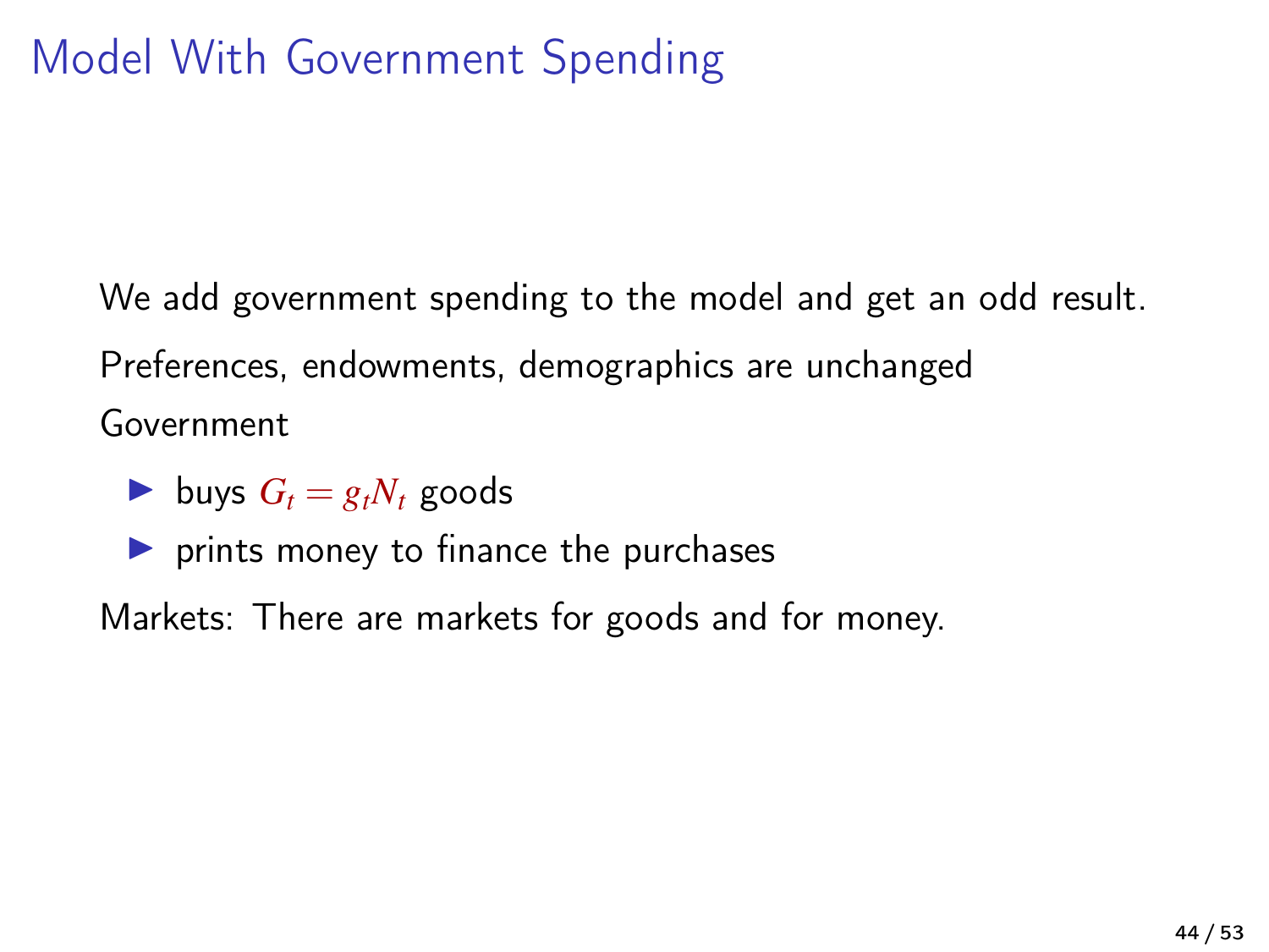# Model With Government Spending

We add government spending to the model and get an odd result.

Preferences, endowments, demographics are unchanged

Government

- buys $G_t = g_t N_t$ goods
- prints money to finance the purchases

Markets: There are markets for goods and for money.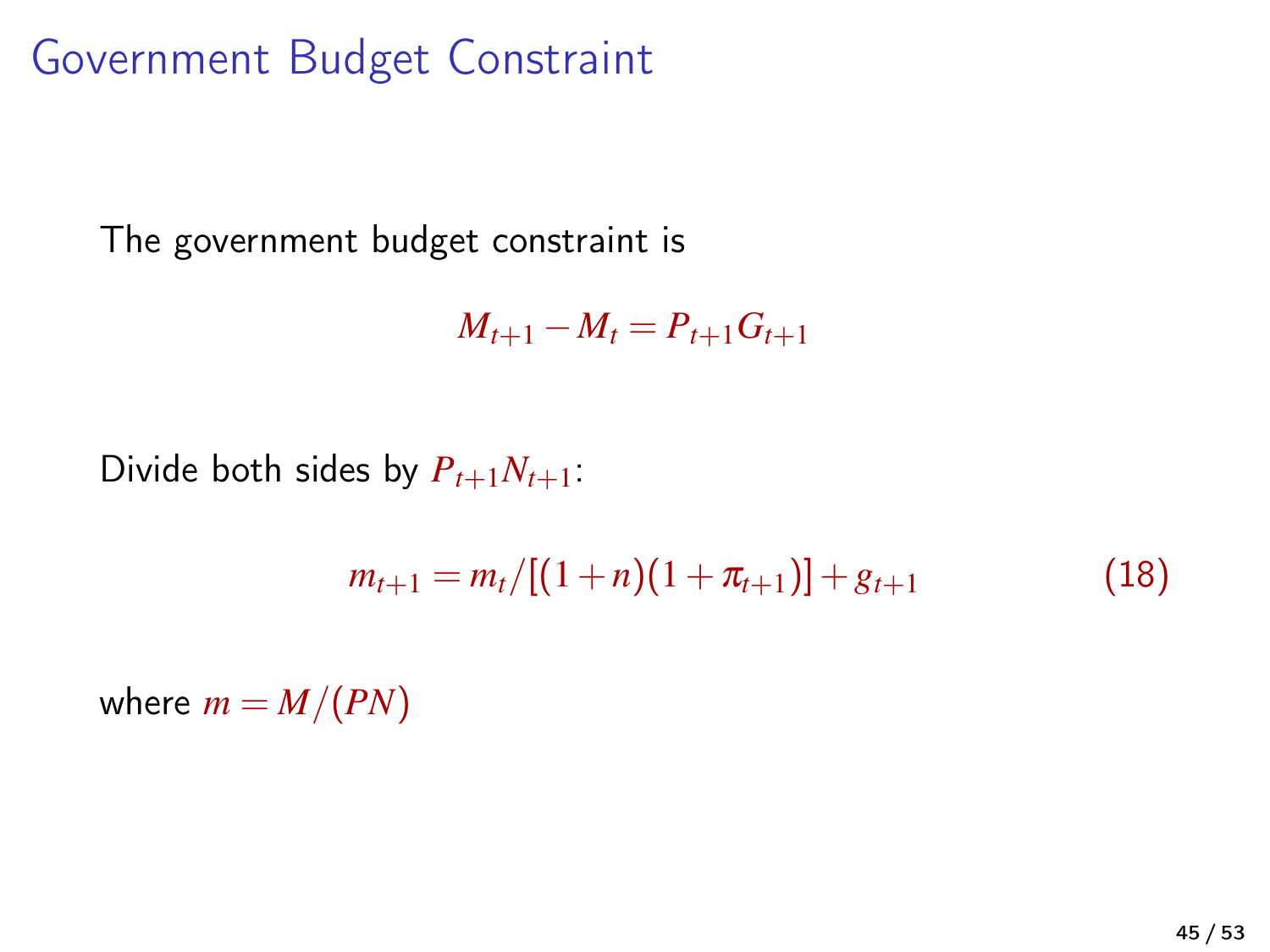# Government Budget Constraint

The government budget constraint is

$$M_{t+1} - M_t = P_{t+1} G_{t+1}$$

Divide both sides by $P_{t+1} N_{t+1}$:

$$m_{t+1} = m_t / [(1+n)(1+\pi_{t+1})] + g_{t+1} \tag{18}$$

where $m = M/(PN)$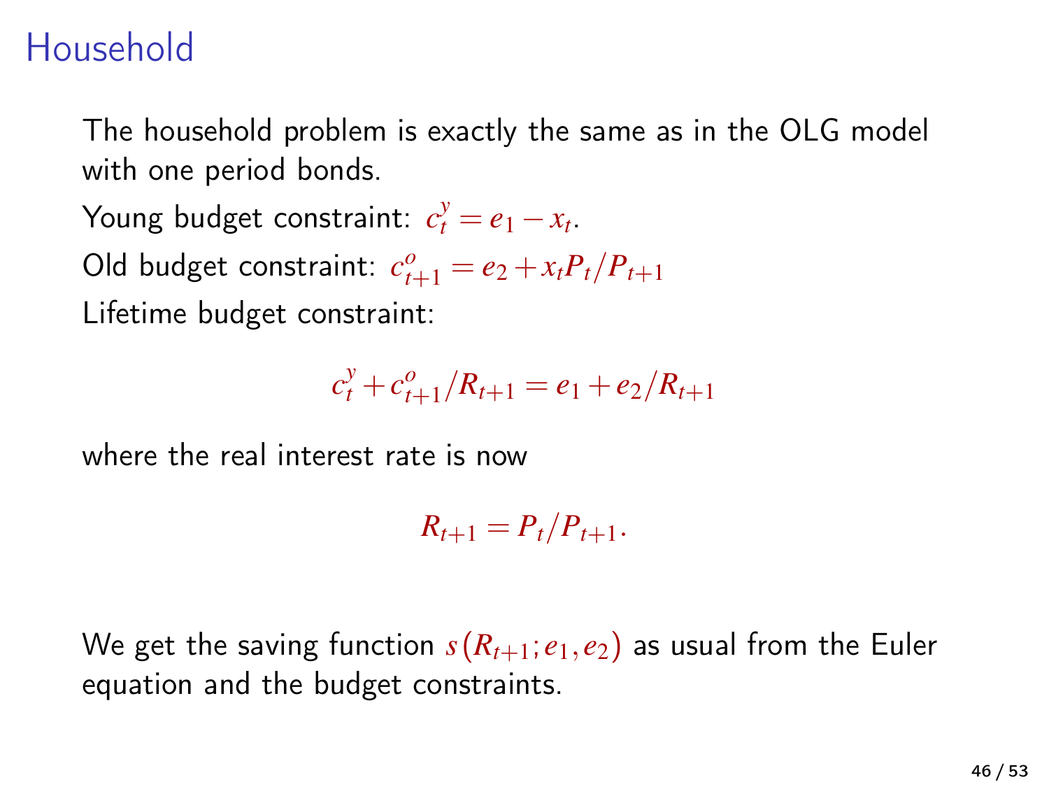# Household

The household problem is exactly the same as in the OLG model with one period bonds.

Young budget constraint: $c_t^y = e_1 - x_t$.

Old budget constraint: $c_{t+1}^o = e_2 + x_t P_t / P_{t+1}$

Lifetime budget constraint:

$$c_t^y + c_{t+1}^o / R_{t+1} = e_1 + e_2 / R_{t+1}$$

where the real interest rate is now

$$R_{t+1} = P_t / P_{t+1}.$$

We get the saving function $s(R_{t+1}; e_1, e_2)$ as usual from the Euler equation and the budget constraints.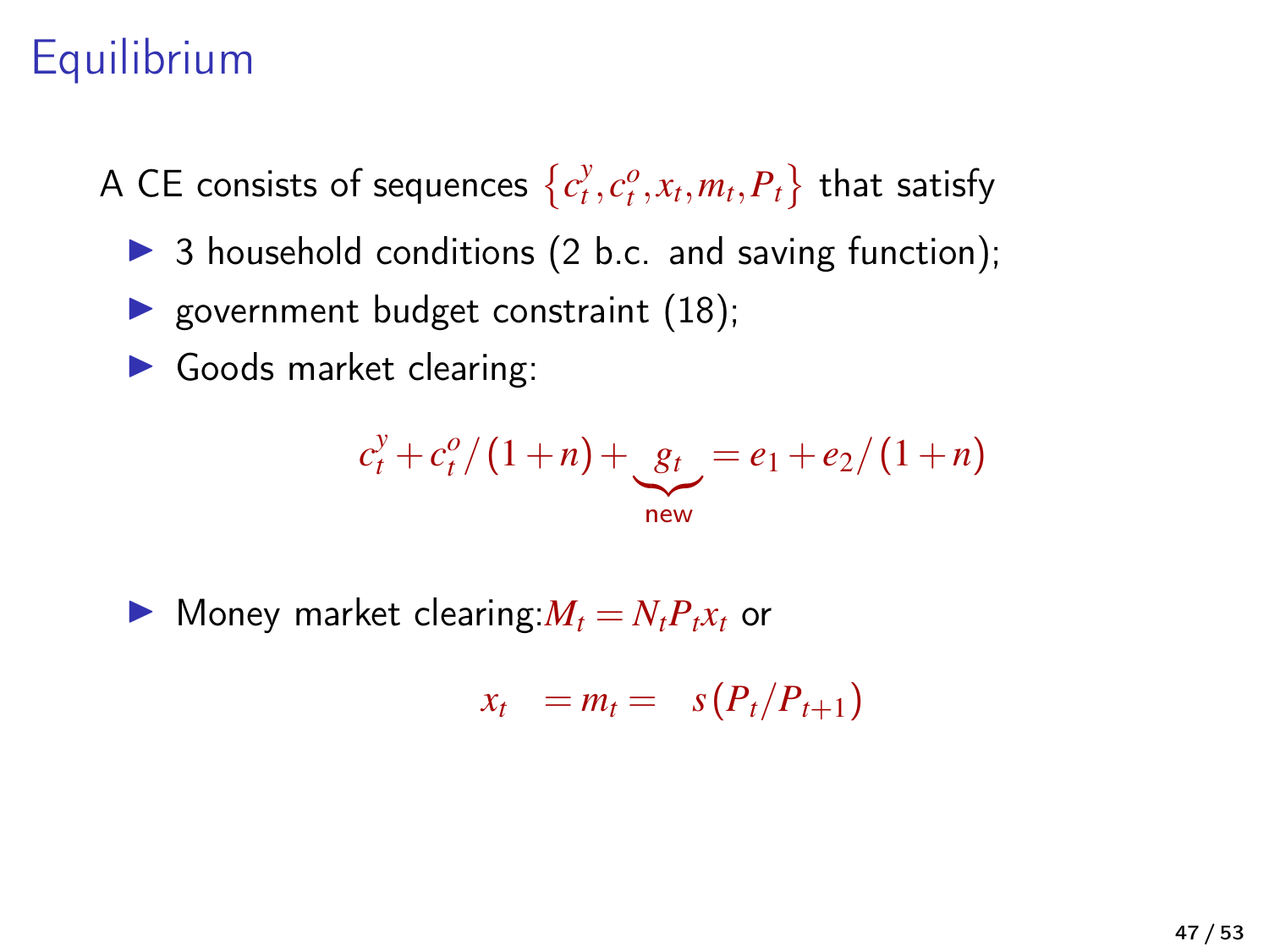# Equilibrium

A CE consists of sequences $\left\{c_t^y, c_t^o, x_t, m_t, P_t\right\}$ that satisfy

- 3 household conditions (2 b.c. and saving function);
- government budget constraint (18);
- Goods market clearing:

$$c_t^y + c_t^o/(1+n) + \underbrace{g_t}_{\text{new}} = e_1 + e_2/(1+n)$$

- Money market clearing: $M_t = N_t P_t x_t$ or

$$x_t \quad = m_t = \quad s\left(P_t/P_{t+1}\right)$$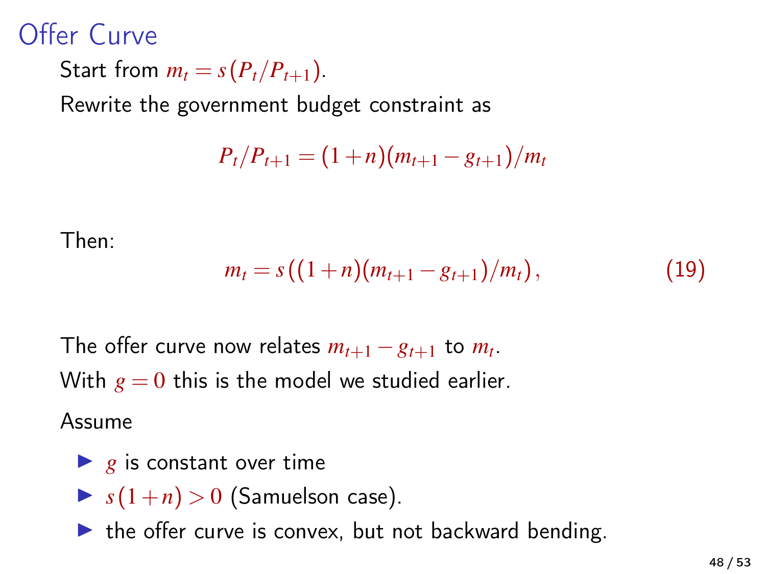# Offer Curve

Start from $m_t = s(P_t/P_{t+1})$.

Rewrite the government budget constraint as

$$P_t/P_{t+1} = (1+n)(m_{t+1} - g_{t+1})/m_t$$

Then:

$$m_t = s\left((1+n)(m_{t+1} - g_{t+1})/m_t\right), \tag{19}$$

The offer curve now relates $m_{t+1} - g_{t+1}$ to $m_t$.

With $g = 0$ this is the model we studied earlier.

Assume

- $g$ is constant over time
- $s(1+n) > 0$ (Samuelson case).
- the offer curve is convex, but not backward bending.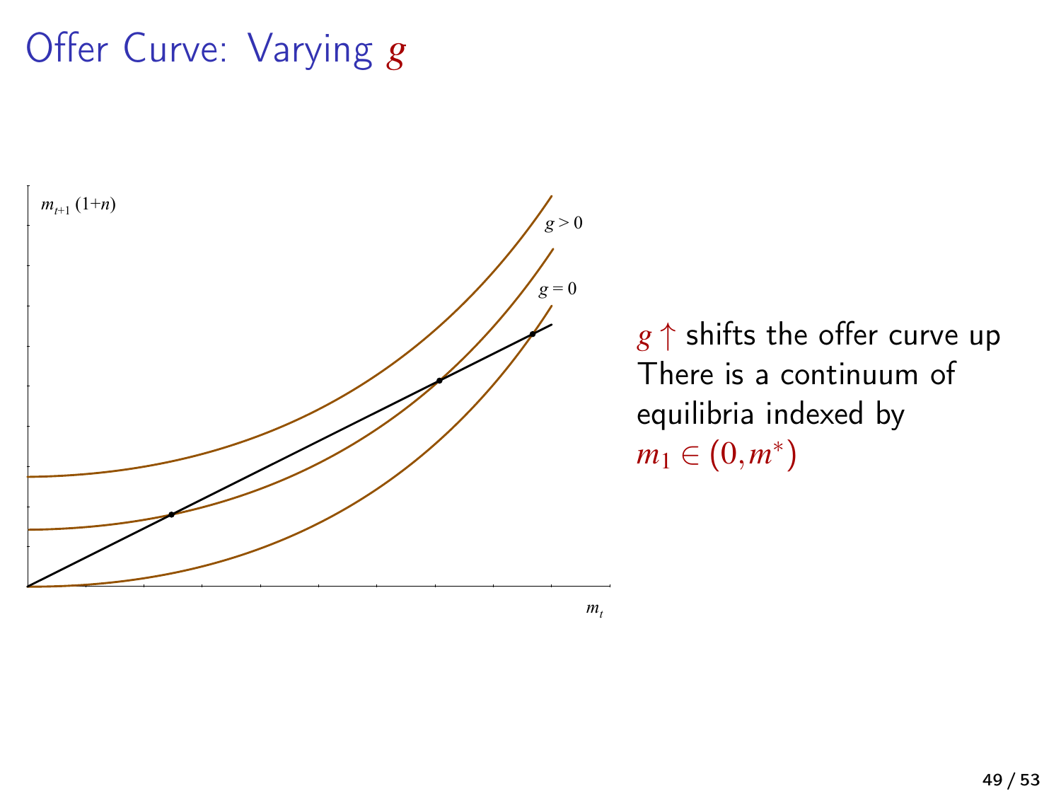# Offer Curve: Varying $g$

$m_{t+1}(1+n)$

$g > 0$

$g = 0$

$m_t$

$g \uparrow$ shifts the offer curve up

There is a continuum of equilibria indexed by $m_1 \in (0, m^*)$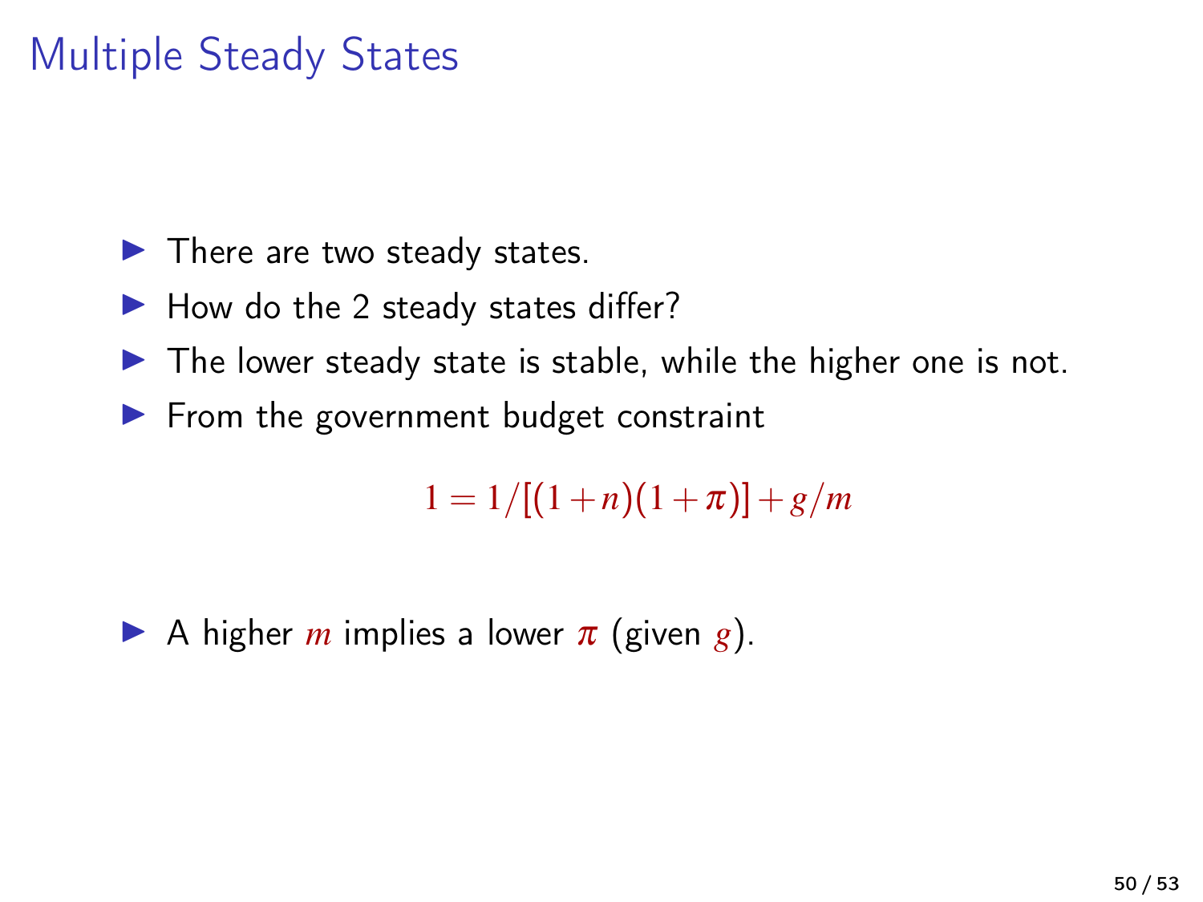# Multiple Steady States

- There are two steady states.
- How do the 2 steady states differ?
- The lower steady state is stable, while the higher one is not.
- From the government budget constraint

$$1 = 1/[(1+n)(1+\pi)] + g/m$$

- A higher $m$ implies a lower $\pi$ (given $g$).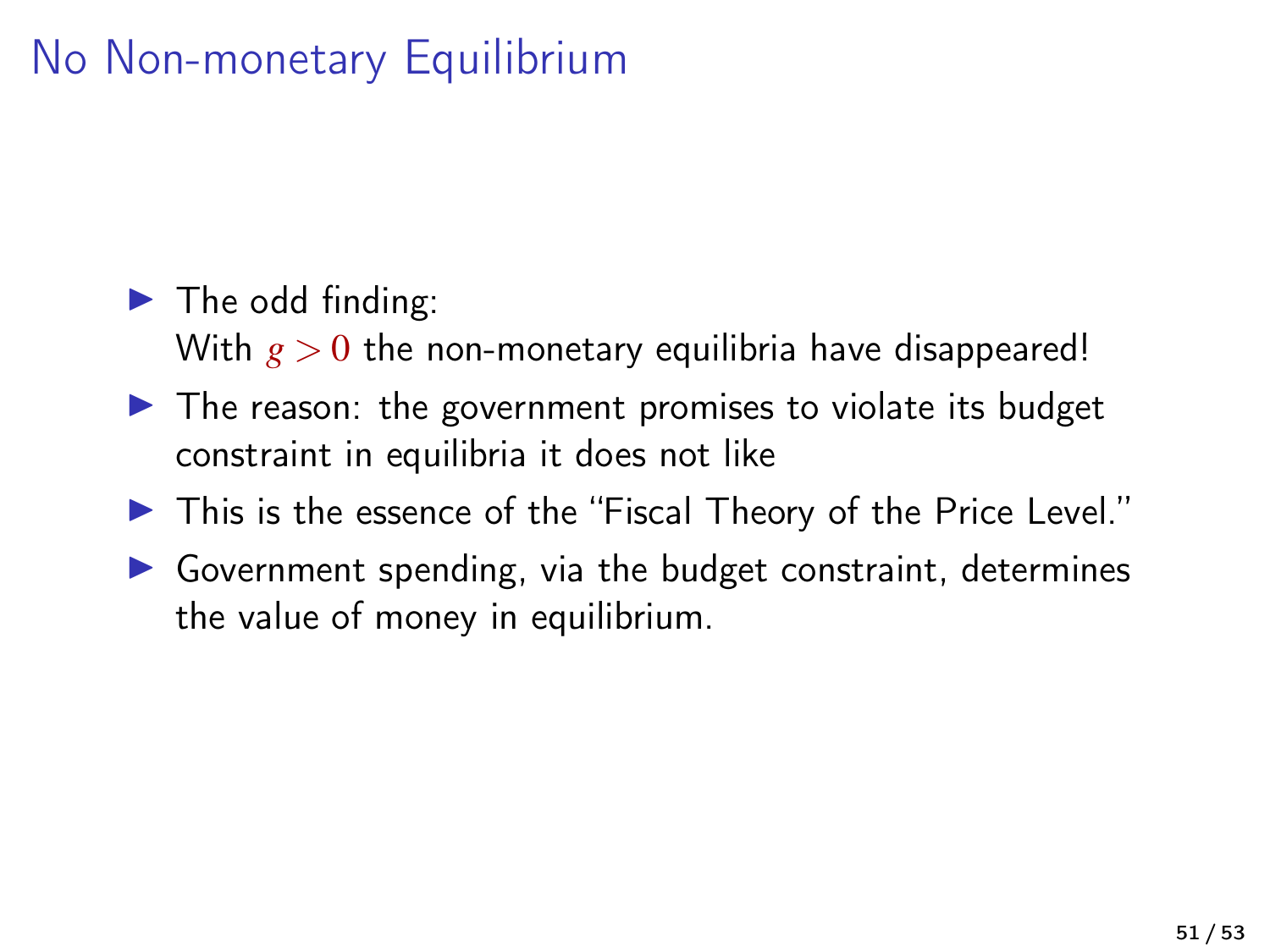# No Non-monetary Equilibrium

- The odd finding:
  With $g > 0$ the non-monetary equilibria have disappeared!
- The reason: the government promises to violate its budget constraint in equilibria it does not like
- This is the essence of the "Fiscal Theory of the Price Level."
- Government spending, via the budget constraint, determines the value of money in equilibrium.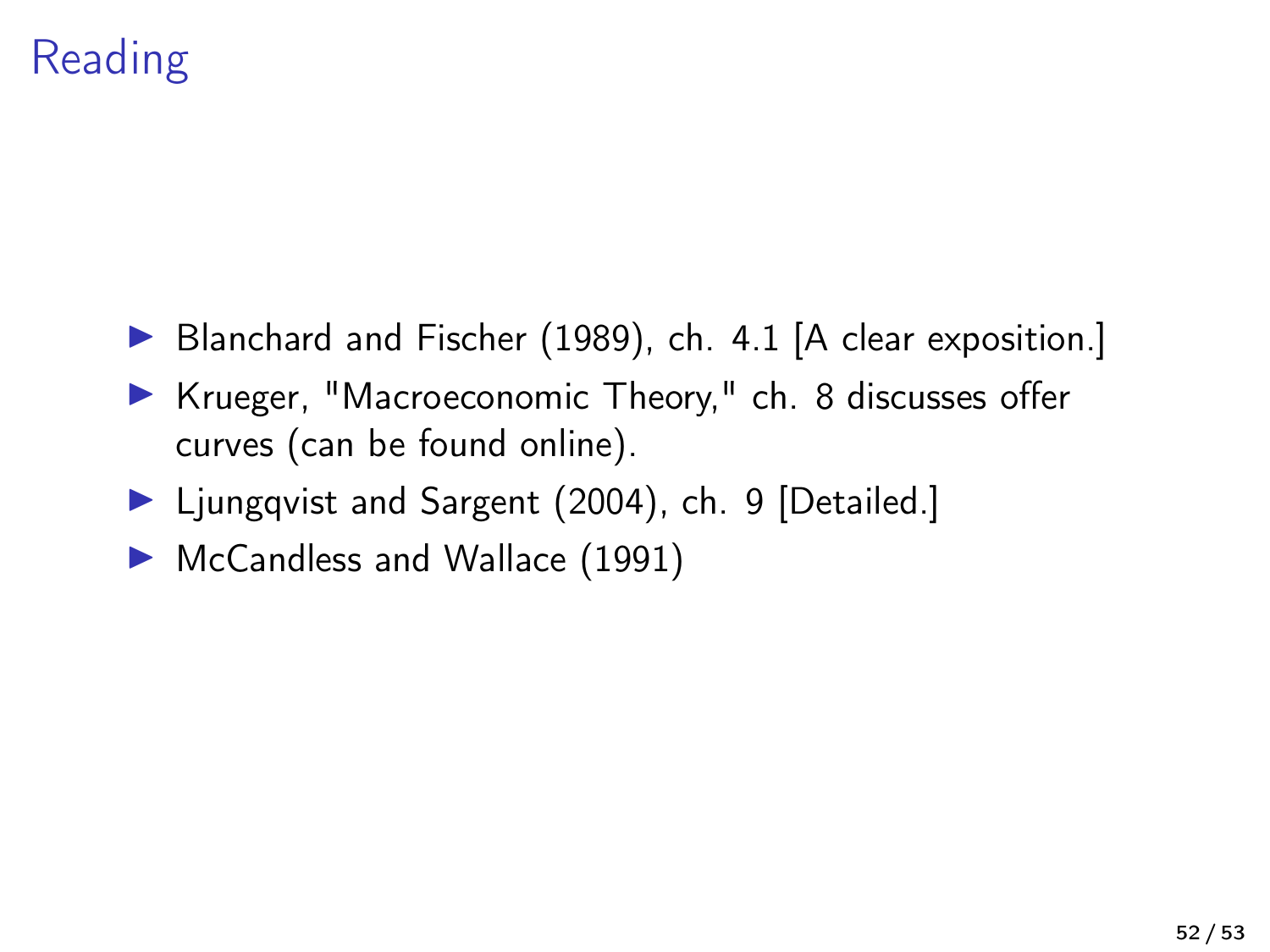# Reading

- Blanchard and Fischer (1989), ch. 4.1 [A clear exposition.]
- Krueger, "Macroeconomic Theory," ch. 8 discusses offer curves (can be found online).
- Ljungqvist and Sargent (2004), ch. 9 [Detailed.]
- McCandless and Wallace (1991)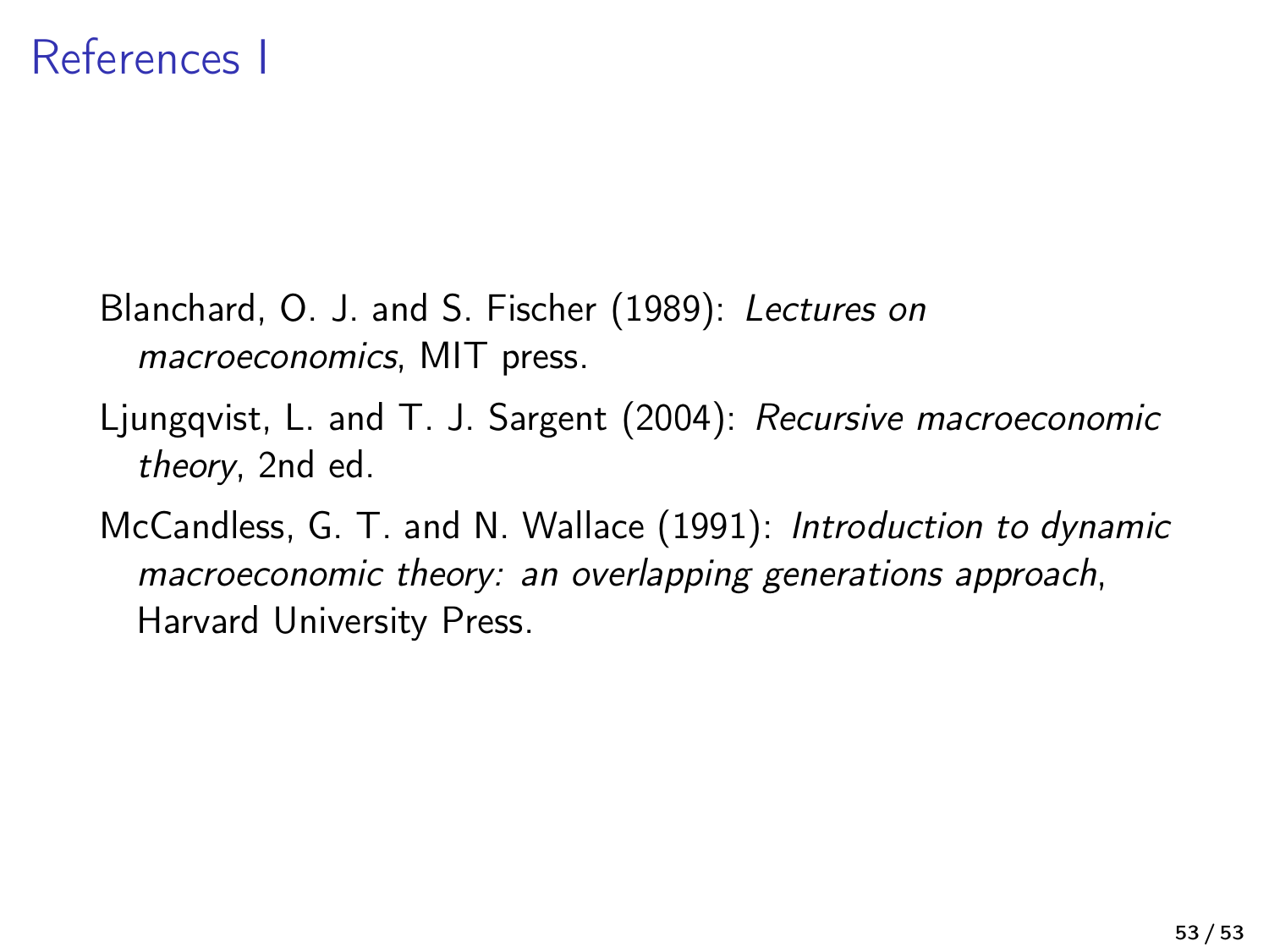# References I

Blanchard, O. J. and S. Fischer (1989): *Lectures on macroeconomics*, MIT press.

Ljungqvist, L. and T. J. Sargent (2004): *Recursive macroeconomic theory*, 2nd ed.

McCandless, G. T. and N. Wallace (1991): *Introduction to dynamic macroeconomic theory: an overlapping generations approach*, Harvard University Press.